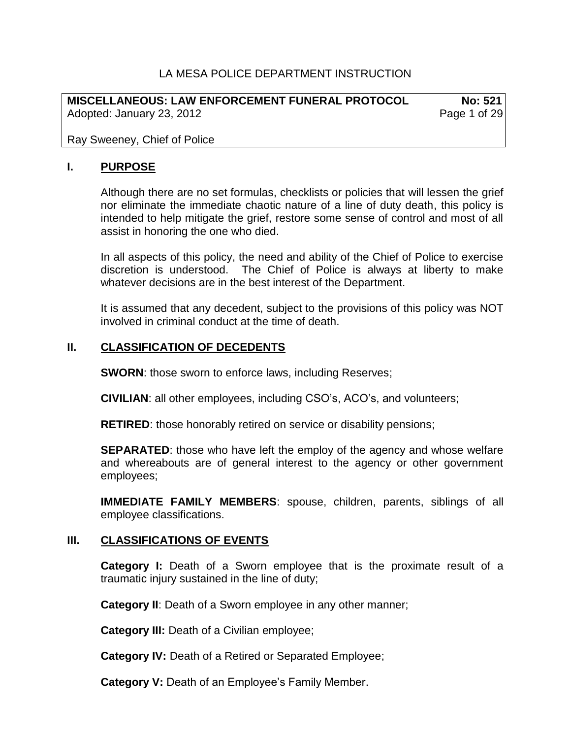LA MESA POLICE DEPARTMENT INSTRUCTION

**MISCELLANEOUS: LAW ENFORCEMENT FUNERAL PROTOCOL** **No: 521**
Adopted: January 23, 2012

Ray Sweeney, Chief of Police

## I. PURPOSE

Although there are no set formulas, checklists or policies that will lessen the grief nor eliminate the immediate chaotic nature of a line of duty death, this policy is intended to help mitigate the grief, restore some sense of control and most of all assist in honoring the one who died.

In all aspects of this policy, the need and ability of the Chief of Police to exercise discretion is understood. The Chief of Police is always at liberty to make whatever decisions are in the best interest of the Department.

It is assumed that any decedent, subject to the provisions of this policy was NOT involved in criminal conduct at the time of death.

## II. CLASSIFICATION OF DECEDENTS

**SWORN**: those sworn to enforce laws, including Reserves;

**CIVILIAN**: all other employees, including CSO's, ACO's, and volunteers;

**RETIRED**: those honorably retired on service or disability pensions;

**SEPARATED**: those who have left the employ of the agency and whose welfare and whereabouts are of general interest to the agency or other government employees;

**IMMEDIATE FAMILY MEMBERS**: spouse, children, parents, siblings of all employee classifications.

## III. CLASSIFICATIONS OF EVENTS

**Category I:** Death of a Sworn employee that is the proximate result of a traumatic injury sustained in the line of duty;

**Category II**: Death of a Sworn employee in any other manner;

**Category III:** Death of a Civilian employee;

**Category IV:** Death of a Retired or Separated Employee;

**Category V:** Death of an Employee's Family Member.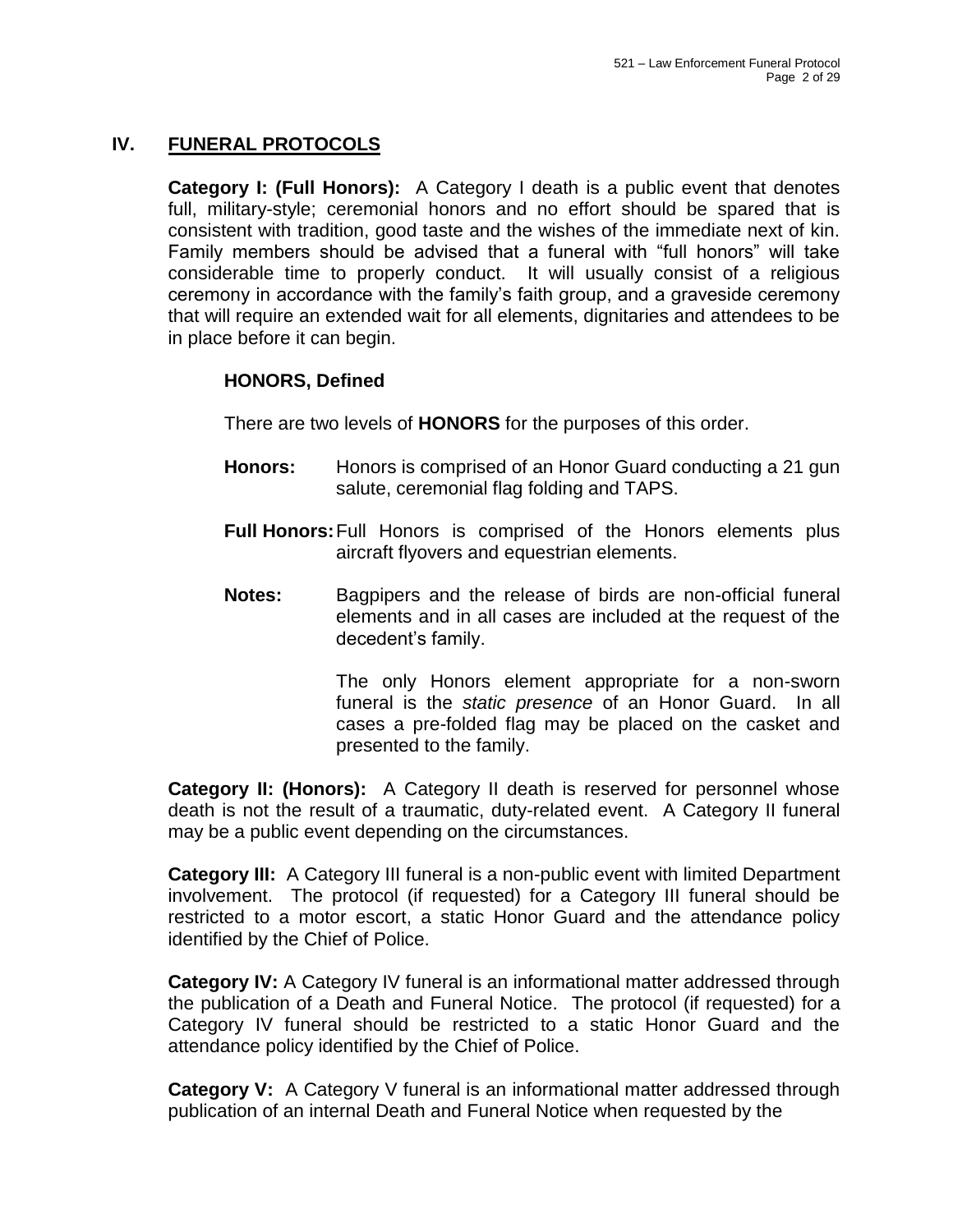## IV. FUNERAL PROTOCOLS

**Category I: (Full Honors):** A Category I death is a public event that denotes full, military-style; ceremonial honors and no effort should be spared that is consistent with tradition, good taste and the wishes of the immediate next of kin. Family members should be advised that a funeral with "full honors" will take considerable time to properly conduct. It will usually consist of a religious ceremony in accordance with the family's faith group, and a graveside ceremony that will require an extended wait for all elements, dignitaries and attendees to be in place before it can begin.

### HONORS, Defined

There are two levels of **HONORS** for the purposes of this order.

**Honors:** Honors is comprised of an Honor Guard conducting a 21 gun salute, ceremonial flag folding and TAPS.

**Full Honors:** Full Honors is comprised of the Honors elements plus aircraft flyovers and equestrian elements.

**Notes:** Bagpipers and the release of birds are non-official funeral elements and in all cases are included at the request of the decedent's family.

The only Honors element appropriate for a non-sworn funeral is the *static presence* of an Honor Guard. In all cases a pre-folded flag may be placed on the casket and presented to the family.

**Category II: (Honors):** A Category II death is reserved for personnel whose death is not the result of a traumatic, duty-related event. A Category II funeral may be a public event depending on the circumstances.

**Category III:** A Category III funeral is a non-public event with limited Department involvement. The protocol (if requested) for a Category III funeral should be restricted to a motor escort, a static Honor Guard and the attendance policy identified by the Chief of Police.

**Category IV:** A Category IV funeral is an informational matter addressed through the publication of a Death and Funeral Notice. The protocol (if requested) for a Category IV funeral should be restricted to a static Honor Guard and the attendance policy identified by the Chief of Police.

**Category V:** A Category V funeral is an informational matter addressed through publication of an internal Death and Funeral Notice when requested by the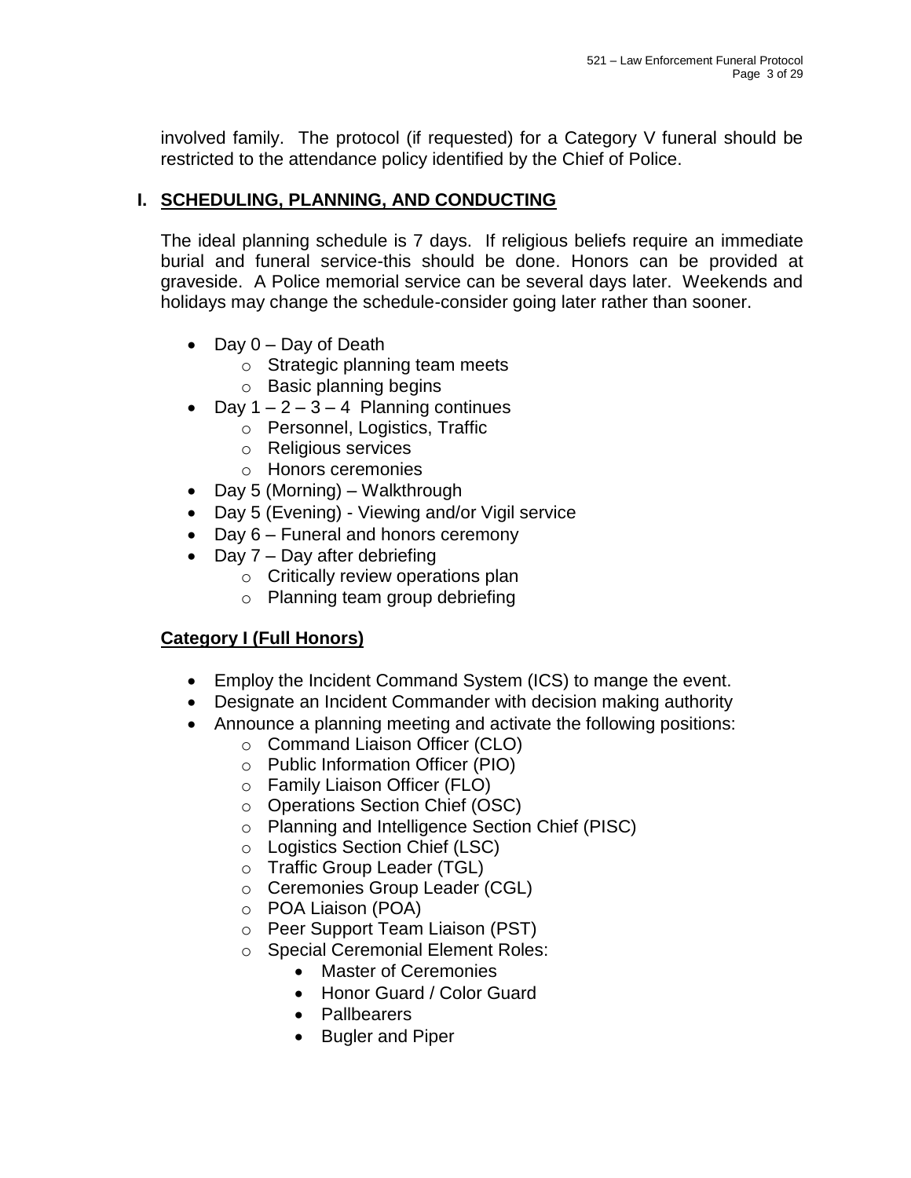involved family. The protocol (if requested) for a Category V funeral should be restricted to the attendance policy identified by the Chief of Police.

## I. SCHEDULING, PLANNING, AND CONDUCTING

The ideal planning schedule is 7 days. If religious beliefs require an immediate burial and funeral service-this should be done. Honors can be provided at graveside. A Police memorial service can be several days later. Weekends and holidays may change the schedule-consider going later rather than sooner.

- Day 0 – Day of Death
  - Strategic planning team meets
  - Basic planning begins
- Day 1 – 2 – 3 – 4 Planning continues
  - Personnel, Logistics, Traffic
  - Religious services
  - Honors ceremonies
- Day 5 (Morning) – Walkthrough
- Day 5 (Evening) - Viewing and/or Vigil service
- Day 6 – Funeral and honors ceremony
- Day 7 – Day after debriefing
  - Critically review operations plan
  - Planning team group debriefing

### Category I (Full Honors)

- Employ the Incident Command System (ICS) to mange the event.
- Designate an Incident Commander with decision making authority
- Announce a planning meeting and activate the following positions:
  - Command Liaison Officer (CLO)
  - Public Information Officer (PIO)
  - Family Liaison Officer (FLO)
  - Operations Section Chief (OSC)
  - Planning and Intelligence Section Chief (PISC)
  - Logistics Section Chief (LSC)
  - Traffic Group Leader (TGL)
  - Ceremonies Group Leader (CGL)
  - POA Liaison (POA)
  - Peer Support Team Liaison (PST)
  - Special Ceremonial Element Roles:
    - Master of Ceremonies
    - Honor Guard / Color Guard
    - Pallbearers
    - Bugler and Piper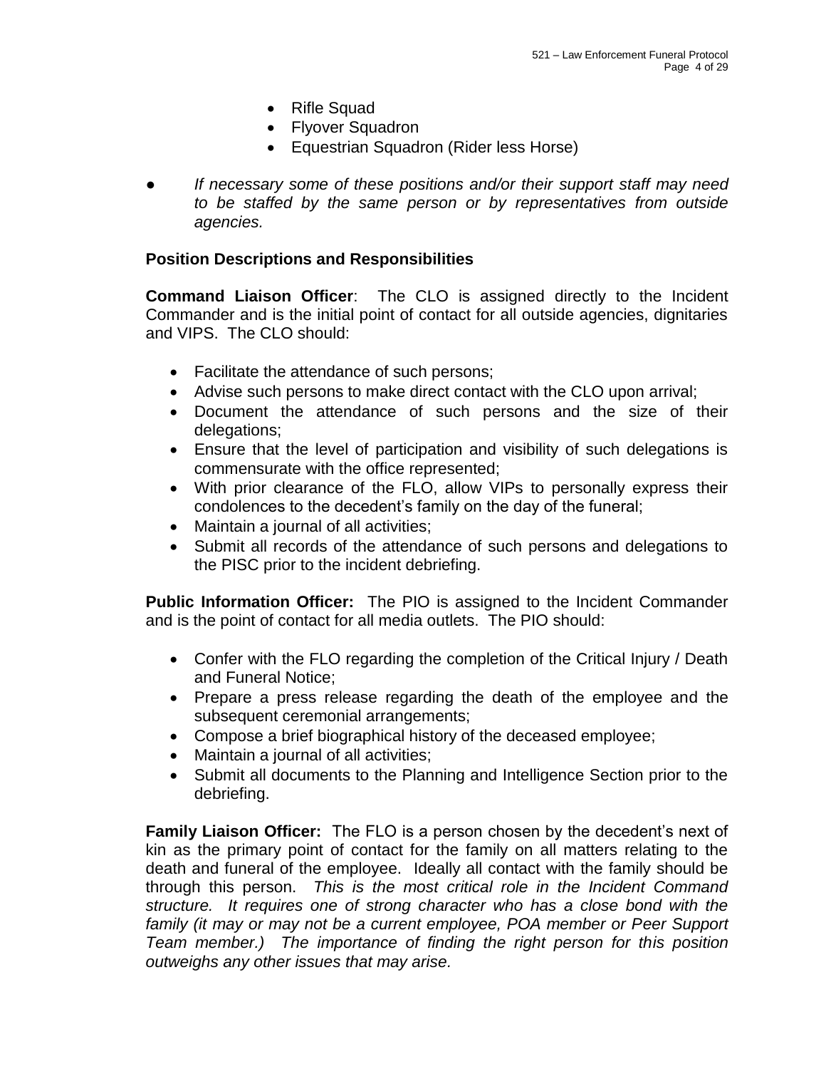- Rifle Squad
- Flyover Squadron
- Equestrian Squadron (Rider less Horse)

- *If necessary some of these positions and/or their support staff may need to be staffed by the same person or by representatives from outside agencies.*

**Position Descriptions and Responsibilities**

**Command Liaison Officer**: The CLO is assigned directly to the Incident Commander and is the initial point of contact for all outside agencies, dignitaries and VIPS. The CLO should:

- Facilitate the attendance of such persons;
- Advise such persons to make direct contact with the CLO upon arrival;
- Document the attendance of such persons and the size of their delegations;
- Ensure that the level of participation and visibility of such delegations is commensurate with the office represented;
- With prior clearance of the FLO, allow VIPs to personally express their condolences to the decedent's family on the day of the funeral;
- Maintain a journal of all activities;
- Submit all records of the attendance of such persons and delegations to the PISC prior to the incident debriefing.

**Public Information Officer:** The PIO is assigned to the Incident Commander and is the point of contact for all media outlets. The PIO should:

- Confer with the FLO regarding the completion of the Critical Injury / Death and Funeral Notice;
- Prepare a press release regarding the death of the employee and the subsequent ceremonial arrangements;
- Compose a brief biographical history of the deceased employee;
- Maintain a journal of all activities;
- Submit all documents to the Planning and Intelligence Section prior to the debriefing.

**Family Liaison Officer:** The FLO is a person chosen by the decedent's next of kin as the primary point of contact for the family on all matters relating to the death and funeral of the employee. Ideally all contact with the family should be through this person. *This is the most critical role in the Incident Command structure. It requires one of strong character who has a close bond with the family (it may or may not be a current employee, POA member or Peer Support Team member.) The importance of finding the right person for this position outweighs any other issues that may arise.*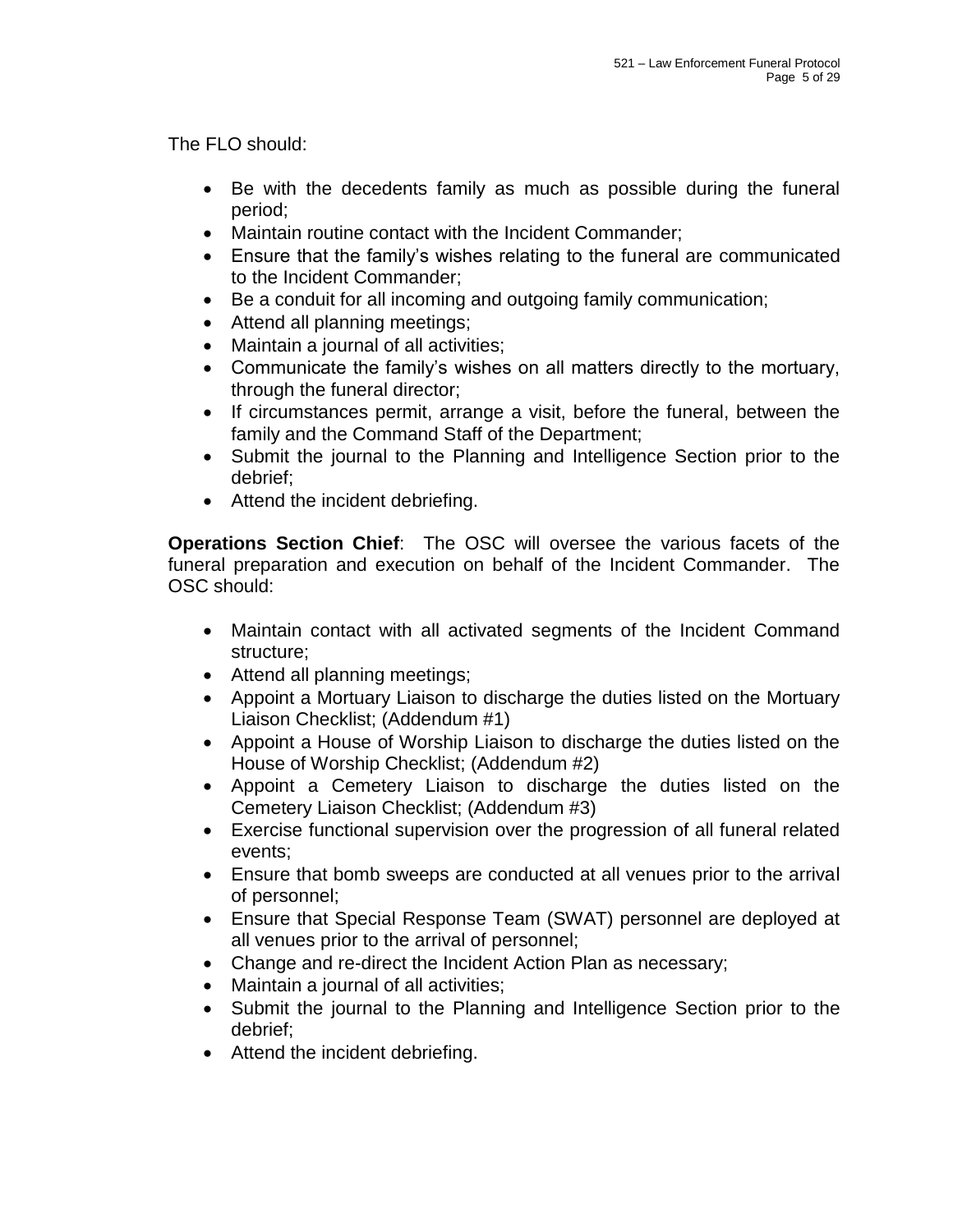The FLO should:

- Be with the decedents family as much as possible during the funeral period;
- Maintain routine contact with the Incident Commander;
- Ensure that the family's wishes relating to the funeral are communicated to the Incident Commander;
- Be a conduit for all incoming and outgoing family communication;
- Attend all planning meetings;
- Maintain a journal of all activities;
- Communicate the family's wishes on all matters directly to the mortuary, through the funeral director;
- If circumstances permit, arrange a visit, before the funeral, between the family and the Command Staff of the Department;
- Submit the journal to the Planning and Intelligence Section prior to the debrief;
- Attend the incident debriefing.

**Operations Section Chief**: The OSC will oversee the various facets of the funeral preparation and execution on behalf of the Incident Commander. The OSC should:

- Maintain contact with all activated segments of the Incident Command structure;
- Attend all planning meetings;
- Appoint a Mortuary Liaison to discharge the duties listed on the Mortuary Liaison Checklist; (Addendum #1)
- Appoint a House of Worship Liaison to discharge the duties listed on the House of Worship Checklist; (Addendum #2)
- Appoint a Cemetery Liaison to discharge the duties listed on the Cemetery Liaison Checklist; (Addendum #3)
- Exercise functional supervision over the progression of all funeral related events;
- Ensure that bomb sweeps are conducted at all venues prior to the arrival of personnel;
- Ensure that Special Response Team (SWAT) personnel are deployed at all venues prior to the arrival of personnel;
- Change and re-direct the Incident Action Plan as necessary;
- Maintain a journal of all activities;
- Submit the journal to the Planning and Intelligence Section prior to the debrief;
- Attend the incident debriefing.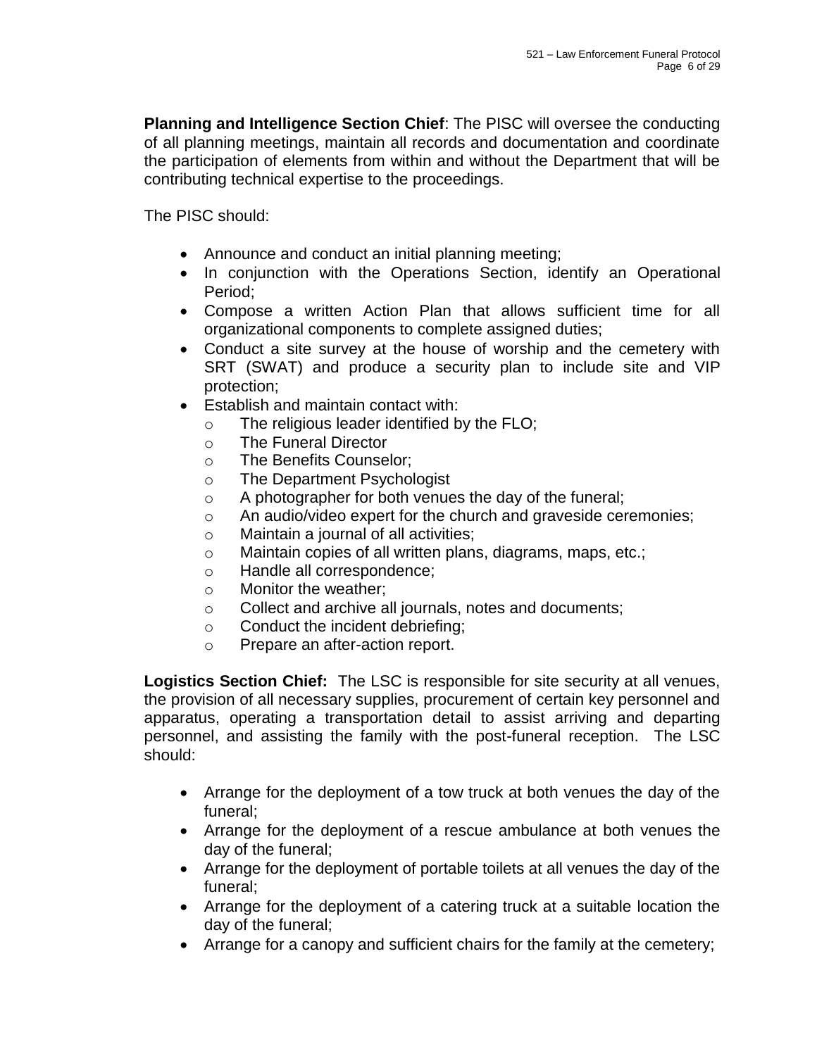**Planning and Intelligence Section Chief**: The PISC will oversee the conducting of all planning meetings, maintain all records and documentation and coordinate the participation of elements from within and without the Department that will be contributing technical expertise to the proceedings.

The PISC should:

- Announce and conduct an initial planning meeting;
- In conjunction with the Operations Section, identify an Operational Period;
- Compose a written Action Plan that allows sufficient time for all organizational components to complete assigned duties;
- Conduct a site survey at the house of worship and the cemetery with SRT (SWAT) and produce a security plan to include site and VIP protection;
- Establish and maintain contact with:
  - The religious leader identified by the FLO;
  - The Funeral Director
  - The Benefits Counselor;
  - The Department Psychologist
  - A photographer for both venues the day of the funeral;
  - An audio/video expert for the church and graveside ceremonies;
  - Maintain a journal of all activities;
  - Maintain copies of all written plans, diagrams, maps, etc.;
  - Handle all correspondence;
  - Monitor the weather;
  - Collect and archive all journals, notes and documents;
  - Conduct the incident debriefing;
  - Prepare an after-action report.

**Logistics Section Chief:** The LSC is responsible for site security at all venues, the provision of all necessary supplies, procurement of certain key personnel and apparatus, operating a transportation detail to assist arriving and departing personnel, and assisting the family with the post-funeral reception. The LSC should:

- Arrange for the deployment of a tow truck at both venues the day of the funeral;
- Arrange for the deployment of a rescue ambulance at both venues the day of the funeral;
- Arrange for the deployment of portable toilets at all venues the day of the funeral;
- Arrange for the deployment of a catering truck at a suitable location the day of the funeral;
- Arrange for a canopy and sufficient chairs for the family at the cemetery;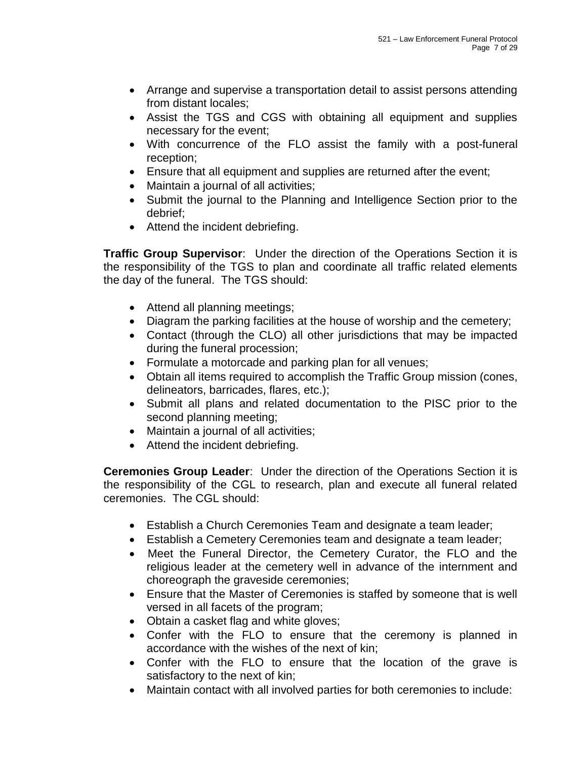- Arrange and supervise a transportation detail to assist persons attending from distant locales;
- Assist the TGS and CGS with obtaining all equipment and supplies necessary for the event;
- With concurrence of the FLO assist the family with a post-funeral reception;
- Ensure that all equipment and supplies are returned after the event;
- Maintain a journal of all activities;
- Submit the journal to the Planning and Intelligence Section prior to the debrief;
- Attend the incident debriefing.

**Traffic Group Supervisor**: Under the direction of the Operations Section it is the responsibility of the TGS to plan and coordinate all traffic related elements the day of the funeral. The TGS should:

- Attend all planning meetings;
- Diagram the parking facilities at the house of worship and the cemetery;
- Contact (through the CLO) all other jurisdictions that may be impacted during the funeral procession;
- Formulate a motorcade and parking plan for all venues;
- Obtain all items required to accomplish the Traffic Group mission (cones, delineators, barricades, flares, etc.);
- Submit all plans and related documentation to the PISC prior to the second planning meeting;
- Maintain a journal of all activities;
- Attend the incident debriefing.

**Ceremonies Group Leader**: Under the direction of the Operations Section it is the responsibility of the CGL to research, plan and execute all funeral related ceremonies. The CGL should:

- Establish a Church Ceremonies Team and designate a team leader;
- Establish a Cemetery Ceremonies team and designate a team leader;
- Meet the Funeral Director, the Cemetery Curator, the FLO and the religious leader at the cemetery well in advance of the internment and choreograph the graveside ceremonies;
- Ensure that the Master of Ceremonies is staffed by someone that is well versed in all facets of the program;
- Obtain a casket flag and white gloves;
- Confer with the FLO to ensure that the ceremony is planned in accordance with the wishes of the next of kin;
- Confer with the FLO to ensure that the location of the grave is satisfactory to the next of kin;
- Maintain contact with all involved parties for both ceremonies to include: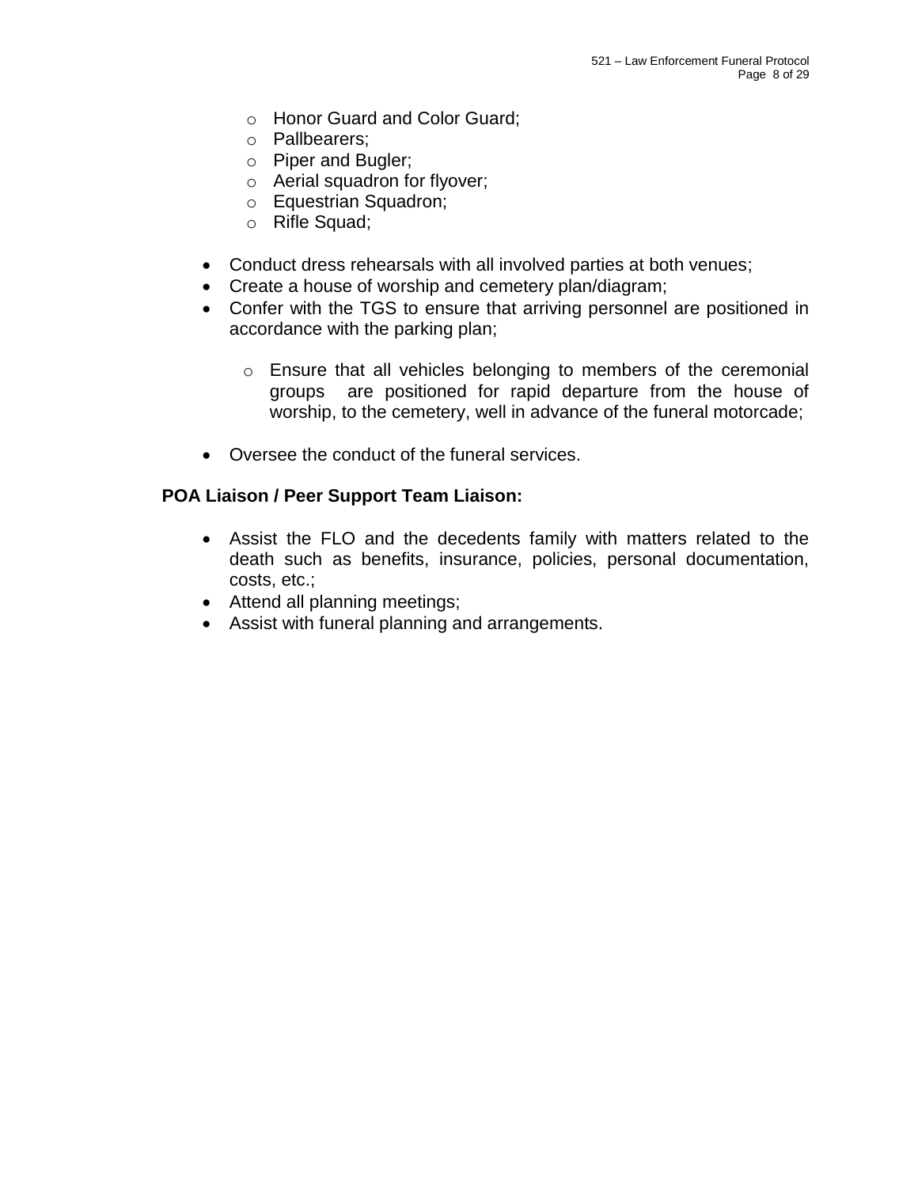- Honor Guard and Color Guard;
  - Pallbearers;
  - Piper and Bugler;
  - Aerial squadron for flyover;
  - Equestrian Squadron;
  - Rifle Squad;

- Conduct dress rehearsals with all involved parties at both venues;
- Create a house of worship and cemetery plan/diagram;
- Confer with the TGS to ensure that arriving personnel are positioned in accordance with the parking plan;

  - Ensure that all vehicles belonging to members of the ceremonial groups are positioned for rapid departure from the house of worship, to the cemetery, well in advance of the funeral motorcade;

- Oversee the conduct of the funeral services.

**POA Liaison / Peer Support Team Liaison:**

- Assist the FLO and the decedents family with matters related to the death such as benefits, insurance, policies, personal documentation, costs, etc.;
- Attend all planning meetings;
- Assist with funeral planning and arrangements.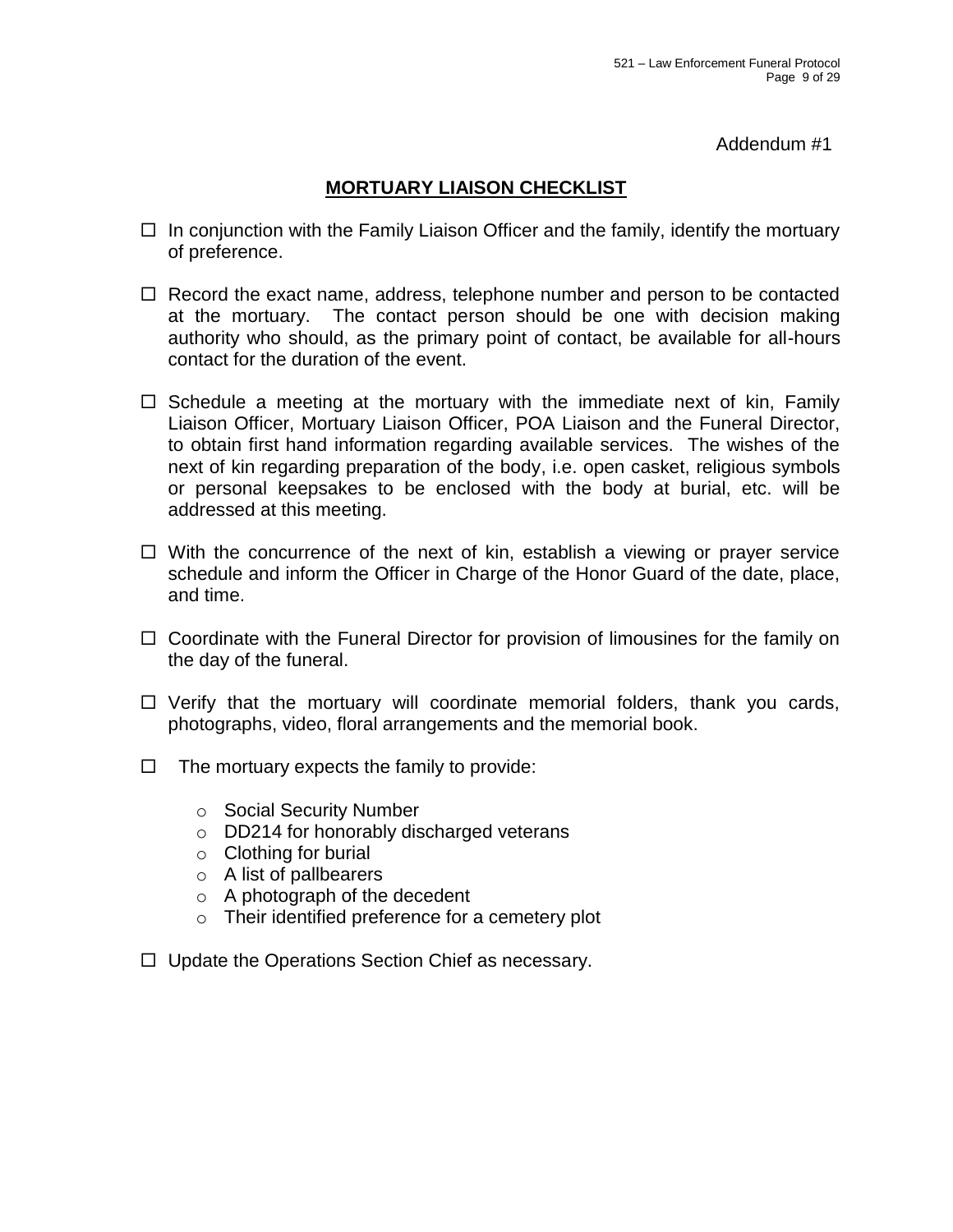Addendum #1

## MORTUARY LIAISON CHECKLIST

- ☐ In conjunction with the Family Liaison Officer and the family, identify the mortuary of preference.
- ☐ Record the exact name, address, telephone number and person to be contacted at the mortuary. The contact person should be one with decision making authority who should, as the primary point of contact, be available for all-hours contact for the duration of the event.
- ☐ Schedule a meeting at the mortuary with the immediate next of kin, Family Liaison Officer, Mortuary Liaison Officer, POA Liaison and the Funeral Director, to obtain first hand information regarding available services. The wishes of the next of kin regarding preparation of the body, i.e. open casket, religious symbols or personal keepsakes to be enclosed with the body at burial, etc. will be addressed at this meeting.
- ☐ With the concurrence of the next of kin, establish a viewing or prayer service schedule and inform the Officer in Charge of the Honor Guard of the date, place, and time.
- ☐ Coordinate with the Funeral Director for provision of limousines for the family on the day of the funeral.
- ☐ Verify that the mortuary will coordinate memorial folders, thank you cards, photographs, video, floral arrangements and the memorial book.
- ☐ The mortuary expects the family to provide:
  - Social Security Number
  - DD214 for honorably discharged veterans
  - Clothing for burial
  - A list of pallbearers
  - A photograph of the decedent
  - Their identified preference for a cemetery plot
- ☐ Update the Operations Section Chief as necessary.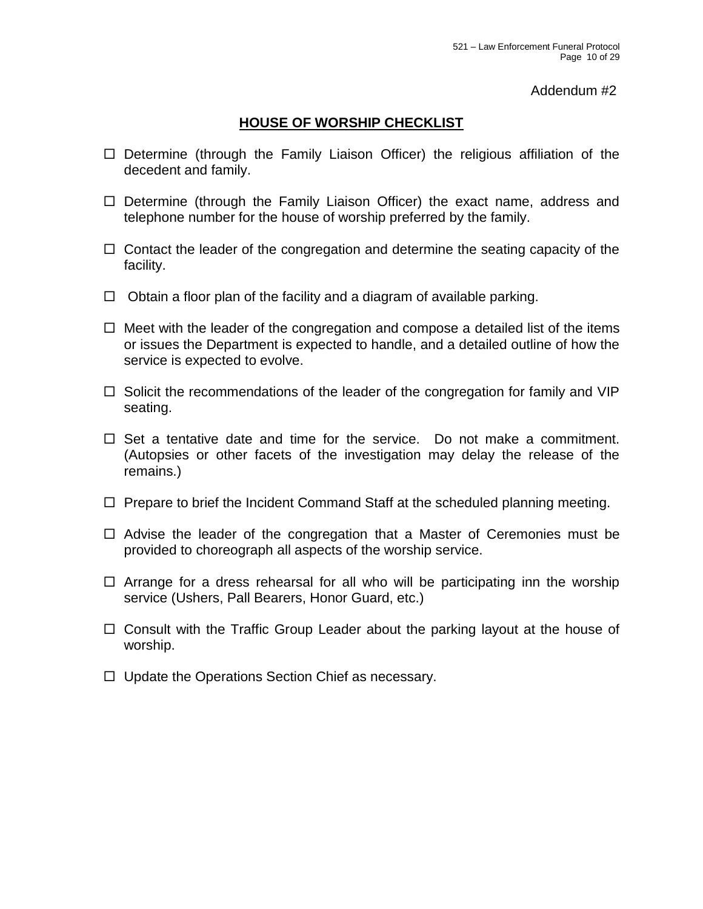Addendum #2

## HOUSE OF WORSHIP CHECKLIST

- ☐ Determine (through the Family Liaison Officer) the religious affiliation of the decedent and family.

- ☐ Determine (through the Family Liaison Officer) the exact name, address and telephone number for the house of worship preferred by the family.

- ☐ Contact the leader of the congregation and determine the seating capacity of the facility.

- ☐ Obtain a floor plan of the facility and a diagram of available parking.

- ☐ Meet with the leader of the congregation and compose a detailed list of the items or issues the Department is expected to handle, and a detailed outline of how the service is expected to evolve.

- ☐ Solicit the recommendations of the leader of the congregation for family and VIP seating.

- ☐ Set a tentative date and time for the service. Do not make a commitment. (Autopsies or other facets of the investigation may delay the release of the remains.)

- ☐ Prepare to brief the Incident Command Staff at the scheduled planning meeting.

- ☐ Advise the leader of the congregation that a Master of Ceremonies must be provided to choreograph all aspects of the worship service.

- ☐ Arrange for a dress rehearsal for all who will be participating inn the worship service (Ushers, Pall Bearers, Honor Guard, etc.)

- ☐ Consult with the Traffic Group Leader about the parking layout at the house of worship.

- ☐ Update the Operations Section Chief as necessary.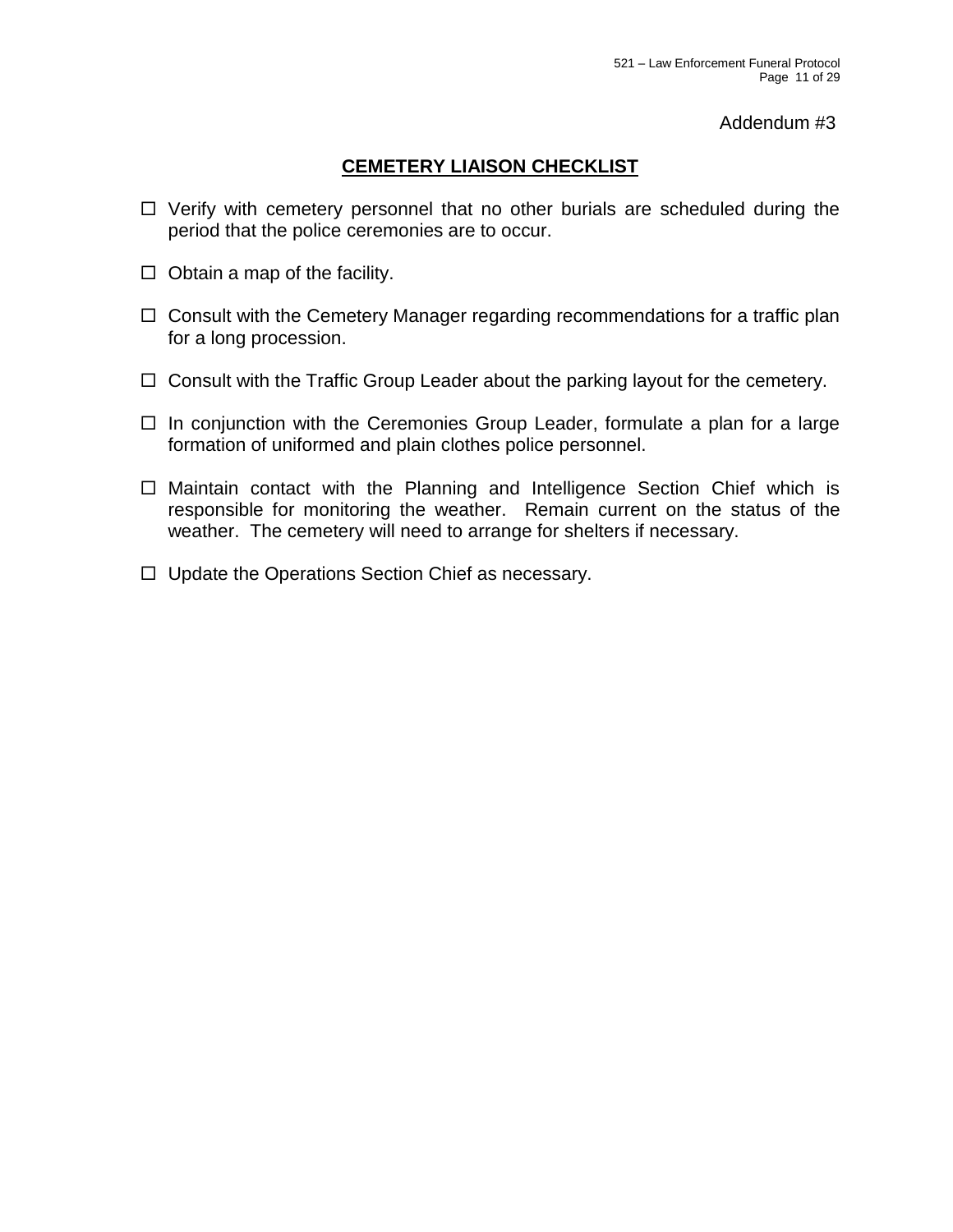Addendum #3

## CEMETERY LIAISON CHECKLIST

- ☐ Verify with cemetery personnel that no other burials are scheduled during the period that the police ceremonies are to occur.
- ☐ Obtain a map of the facility.
- ☐ Consult with the Cemetery Manager regarding recommendations for a traffic plan for a long procession.
- ☐ Consult with the Traffic Group Leader about the parking layout for the cemetery.
- ☐ In conjunction with the Ceremonies Group Leader, formulate a plan for a large formation of uniformed and plain clothes police personnel.
- ☐ Maintain contact with the Planning and Intelligence Section Chief which is responsible for monitoring the weather. Remain current on the status of the weather. The cemetery will need to arrange for shelters if necessary.
- ☐ Update the Operations Section Chief as necessary.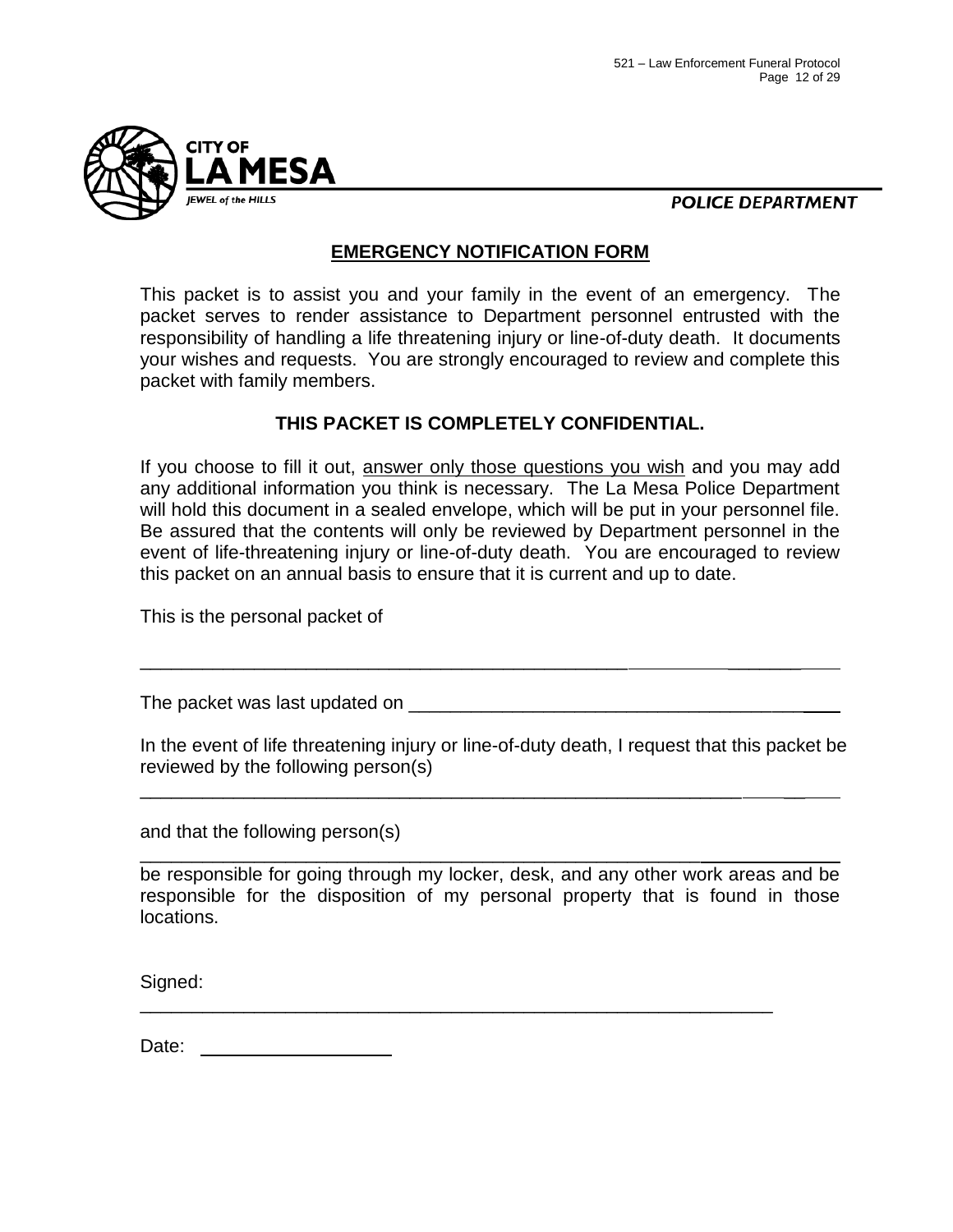CITY OF LA MESA

JEWEL of the HILLS

POLICE DEPARTMENT

## EMERGENCY NOTIFICATION FORM

This packet is to assist you and your family in the event of an emergency. The packet serves to render assistance to Department personnel entrusted with the responsibility of handling a life threatening injury or line-of-duty death. It documents your wishes and requests. You are strongly encouraged to review and complete this packet with family members.

**THIS PACKET IS COMPLETELY CONFIDENTIAL.**

If you choose to fill it out, answer only those questions you wish and you may add any additional information you think is necessary. The La Mesa Police Department will hold this document in a sealed envelope, which will be put in your personnel file. Be assured that the contents will only be reviewed by Department personnel in the event of life-threatening injury or line-of-duty death. You are encouraged to review this packet on an annual basis to ensure that it is current and up to date.

This is the personal packet of

_______________________________________________________________

The packet was last updated on ________________________________________

In the event of life threatening injury or line-of-duty death, I request that this packet be reviewed by the following person(s)

_______________________________________________________________

and that the following person(s)

_______________________________________________________________

be responsible for going through my locker, desk, and any other work areas and be responsible for the disposition of my personal property that is found in those locations.

Signed:

_______________________________________________________________

Date: ____________________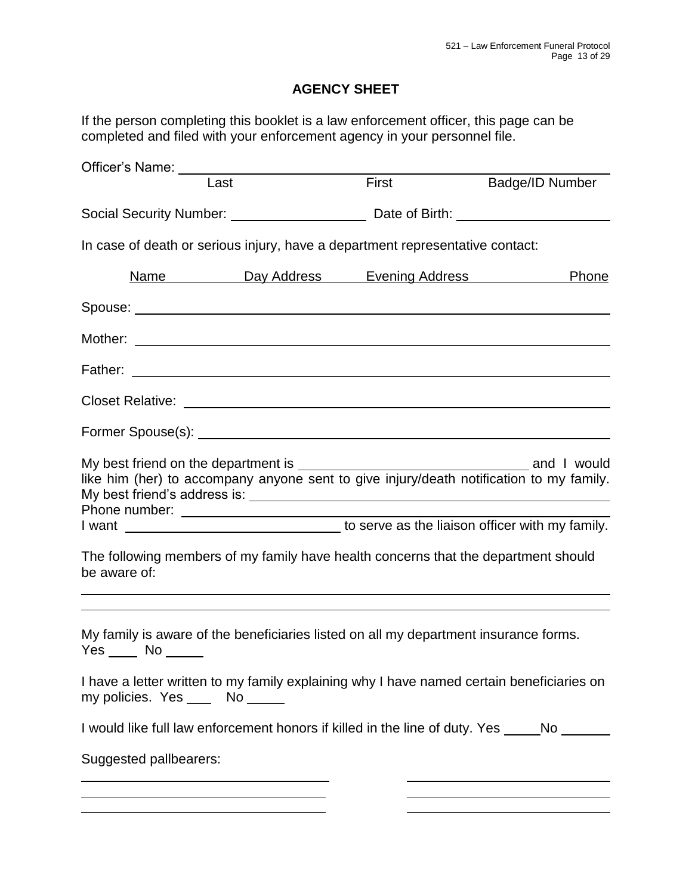## AGENCY SHEET

If the person completing this booklet is a law enforcement officer, this page can be completed and filed with your enforcement agency in your personnel file.

Officer's Name: ______________________________________________

Last First Badge/ID Number

Social Security Number: ____________________ Date of Birth: ______________________

In case of death or serious injury, have a department representative contact:

Name Day Address Evening Address Phone

Spouse: ______________________________________________

Mother: ______________________________________________

Father: ______________________________________________

Closet Relative: ______________________________________________

Former Spouse(s): ______________________________________________

My best friend on the department is ________________________________ and I would like him (her) to accompany anyone sent to give injury/death notification to my family. My best friend's address is: ______________________________________________
Phone number: ______________________________________________
I want ______________________________ to serve as the liaison officer with my family.

The following members of my family have health concerns that the department should be aware of:

______________________________________________

______________________________________________

My family is aware of the beneficiaries listed on all my department insurance forms. Yes ____ No _____

I have a letter written to my family explaining why I have named certain beneficiaries on my policies. Yes ____ No _____

I would like full law enforcement honors if killed in the line of duty. Yes _____No _______

Suggested pallbearers:

______________________________ ______________________________

______________________________ ______________________________

______________________________ ______________________________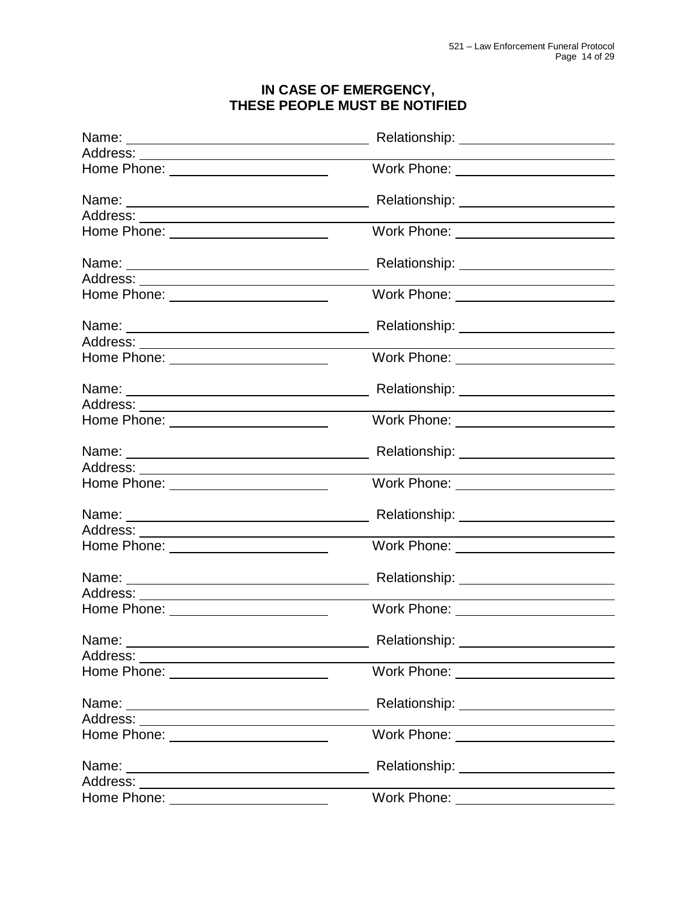## IN CASE OF EMERGENCY, THESE PEOPLE MUST BE NOTIFIED

Name: ______________________ Relationship: ______________________
Address: ______________________________________________
Home Phone: ______________________ Work Phone: ______________________

Name: ______________________ Relationship: ______________________
Address: ______________________________________________
Home Phone: ______________________ Work Phone: ______________________

Name: ______________________ Relationship: ______________________
Address: ______________________________________________
Home Phone: ______________________ Work Phone: ______________________

Name: ______________________ Relationship: ______________________
Address: ______________________________________________
Home Phone: ______________________ Work Phone: ______________________

Name: ______________________ Relationship: ______________________
Address: ______________________________________________
Home Phone: ______________________ Work Phone: ______________________

Name: ______________________ Relationship: ______________________
Address: ______________________________________________
Home Phone: ______________________ Work Phone: ______________________

Name: ______________________ Relationship: ______________________
Address: ______________________________________________
Home Phone: ______________________ Work Phone: ______________________

Name: ______________________ Relationship: ______________________
Address: ______________________________________________
Home Phone: ______________________ Work Phone: ______________________

Name: ______________________ Relationship: ______________________
Address: ______________________________________________
Home Phone: ______________________ Work Phone: ______________________

Name: ______________________ Relationship: ______________________
Address: ______________________________________________
Home Phone: ______________________ Work Phone: ______________________

Name: ______________________ Relationship: ______________________
Address: ______________________________________________
Home Phone: ______________________ Work Phone: ______________________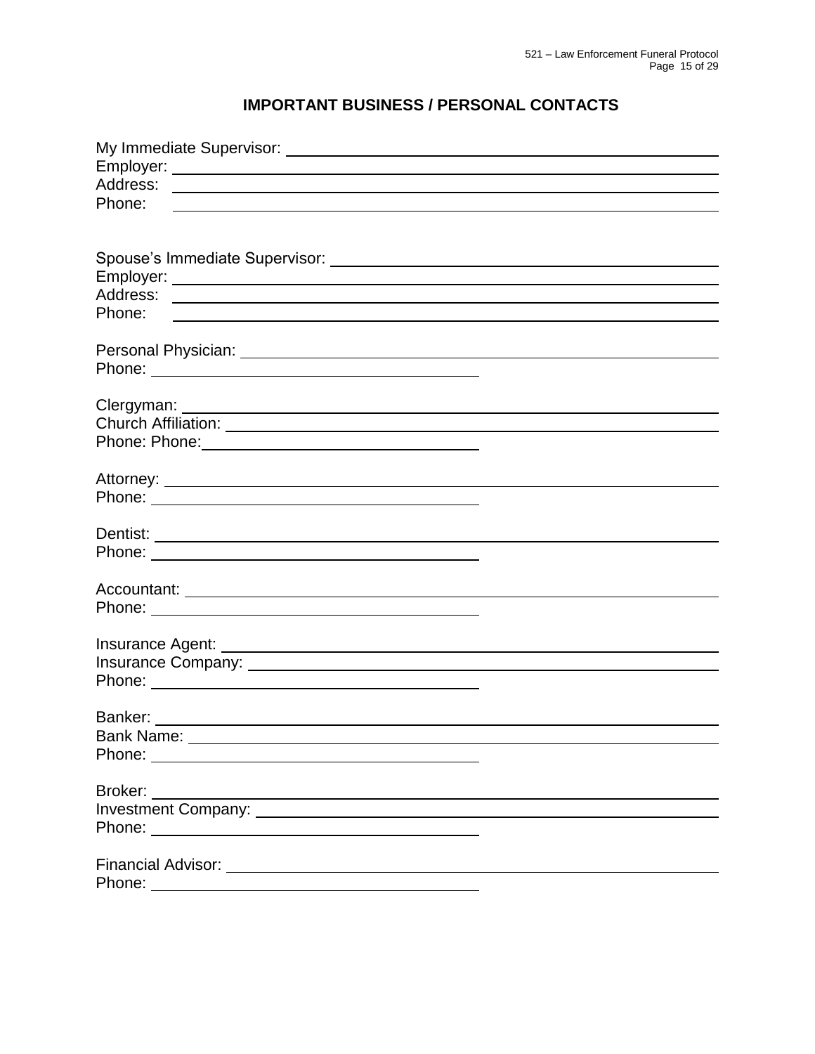## IMPORTANT BUSINESS / PERSONAL CONTACTS

My Immediate Supervisor: ______________________________
Employer: ______________________________
Address: ______________________________
Phone: ______________________________

Spouse's Immediate Supervisor: ______________________________
Employer: ______________________________
Address: ______________________________
Phone: ______________________________

Personal Physician: ______________________________
Phone: ____________________

Clergyman: ______________________________
Church Affiliation: ______________________________
Phone: Phone:____________________

Attorney: ______________________________
Phone: ____________________

Dentist: ______________________________
Phone: ____________________

Accountant: ______________________________
Phone: ____________________

Insurance Agent: ______________________________
Insurance Company: ______________________________
Phone: ____________________

Banker: ______________________________
Bank Name: ______________________________
Phone: ____________________

Broker: ______________________________
Investment Company: ______________________________
Phone: ____________________

Financial Advisor: ______________________________
Phone: ____________________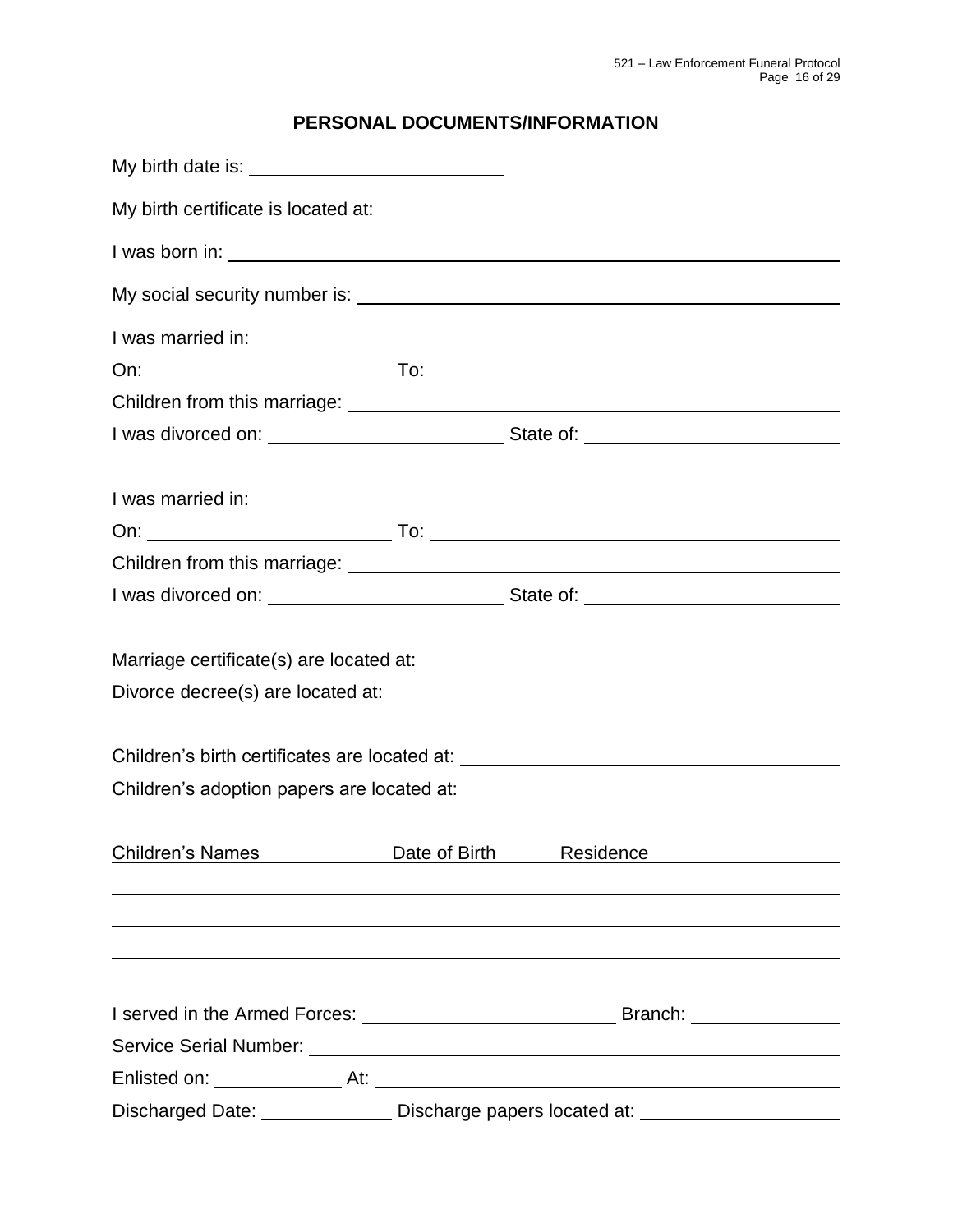## PERSONAL DOCUMENTS/INFORMATION

My birth date is: ________________________

My birth certificate is located at: ________________________________________

I was born in: ____________________________________________________________

My social security number is: ____________________________________________

I was married in: _________________________________________________________

On: ________________________ To: ________________________________________

Children from this marriage: _____________________________________________

I was divorced on: ______________________ State of: ______________________

I was married in: _________________________________________________________

On: ________________________ To: ________________________________________

Children from this marriage: _____________________________________________

I was divorced on: ______________________ State of: ______________________

Marriage certificate(s) are located at: ___________________________________

Divorce decree(s) are located at: ________________________________________

Children's birth certificates are located at: _____________________________

Children's adoption papers are located at: ______________________________

| Children's Names | Date of Birth | Residence |
|---|---|---|
| | | |
| | | |
| | | |
| | | |

I served in the Armed Forces: ______________________ Branch: ______________

Service Serial Number: ____________________________________________________

Enlisted on: ____________ At: _____________________________________________

Discharged Date: ____________ Discharge papers located at: __________________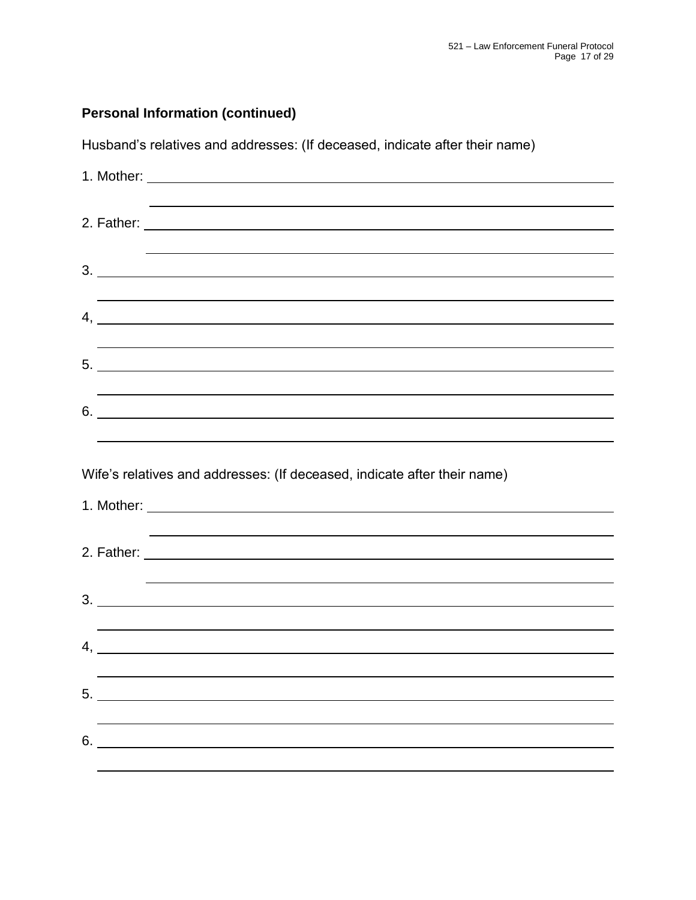### Personal Information (continued)

Husband's relatives and addresses: (If deceased, indicate after their name)

1. Mother: ______________________________________________

   ______________________________________________

2. Father: ______________________________________________

   ______________________________________________

3. ______________________________________________

   ______________________________________________

4, ______________________________________________

   ______________________________________________

5. ______________________________________________

   ______________________________________________

6. ______________________________________________

   ______________________________________________

Wife's relatives and addresses: (If deceased, indicate after their name)

1. Mother: ______________________________________________

   ______________________________________________

2. Father: ______________________________________________

   ______________________________________________

3. ______________________________________________

   ______________________________________________

4, ______________________________________________

   ______________________________________________

5. ______________________________________________

   ______________________________________________

6. ______________________________________________

   ______________________________________________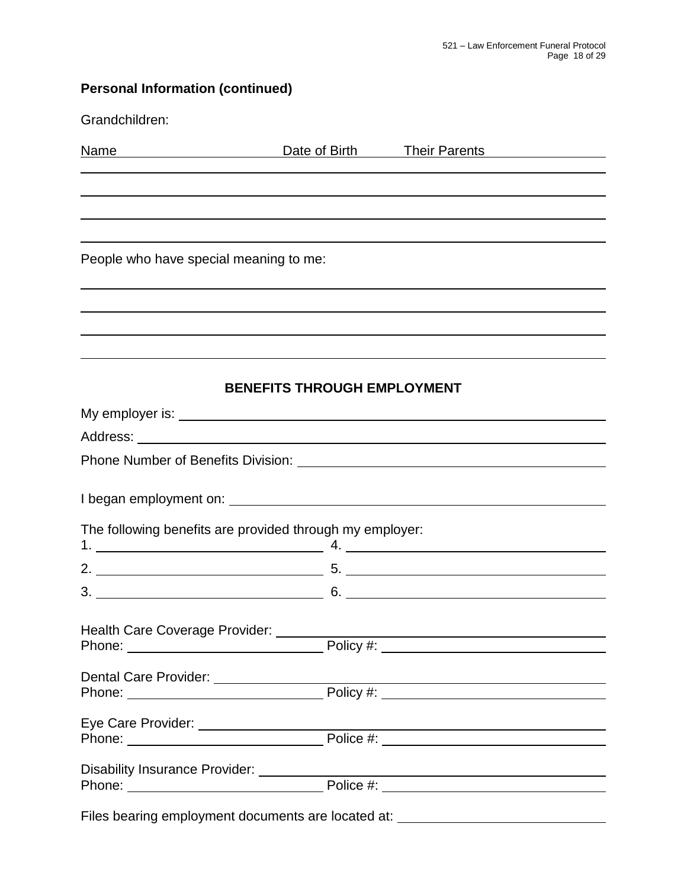**Personal Information (continued)**

Grandchildren:

Name Date of Birth Their Parents

______________________________________________________________________

______________________________________________________________________

______________________________________________________________________

______________________________________________________________________

People who have special meaning to me:

______________________________________________________________________

______________________________________________________________________

______________________________________________________________________

______________________________________________________________________

## BENEFITS THROUGH EMPLOYMENT

My employer is: ____________________________________________

Address: ____________________________________________

Phone Number of Benefits Division: ______________________________

I began employment on: ______________________________________

The following benefits are provided through my employer:

1. ______________________ 4. ______________________
2. ______________________ 5. ______________________
3. ______________________ 6. ______________________

Health Care Coverage Provider: ______________________________
Phone: ______________________ Policy #: ______________________

Dental Care Provider: ______________________________
Phone: ______________________ Policy #: ______________________

Eye Care Provider: ______________________________
Phone: ______________________ Police #: ______________________

Disability Insurance Provider: ______________________________
Phone: ______________________ Police #: ______________________

Files bearing employment documents are located at: ______________________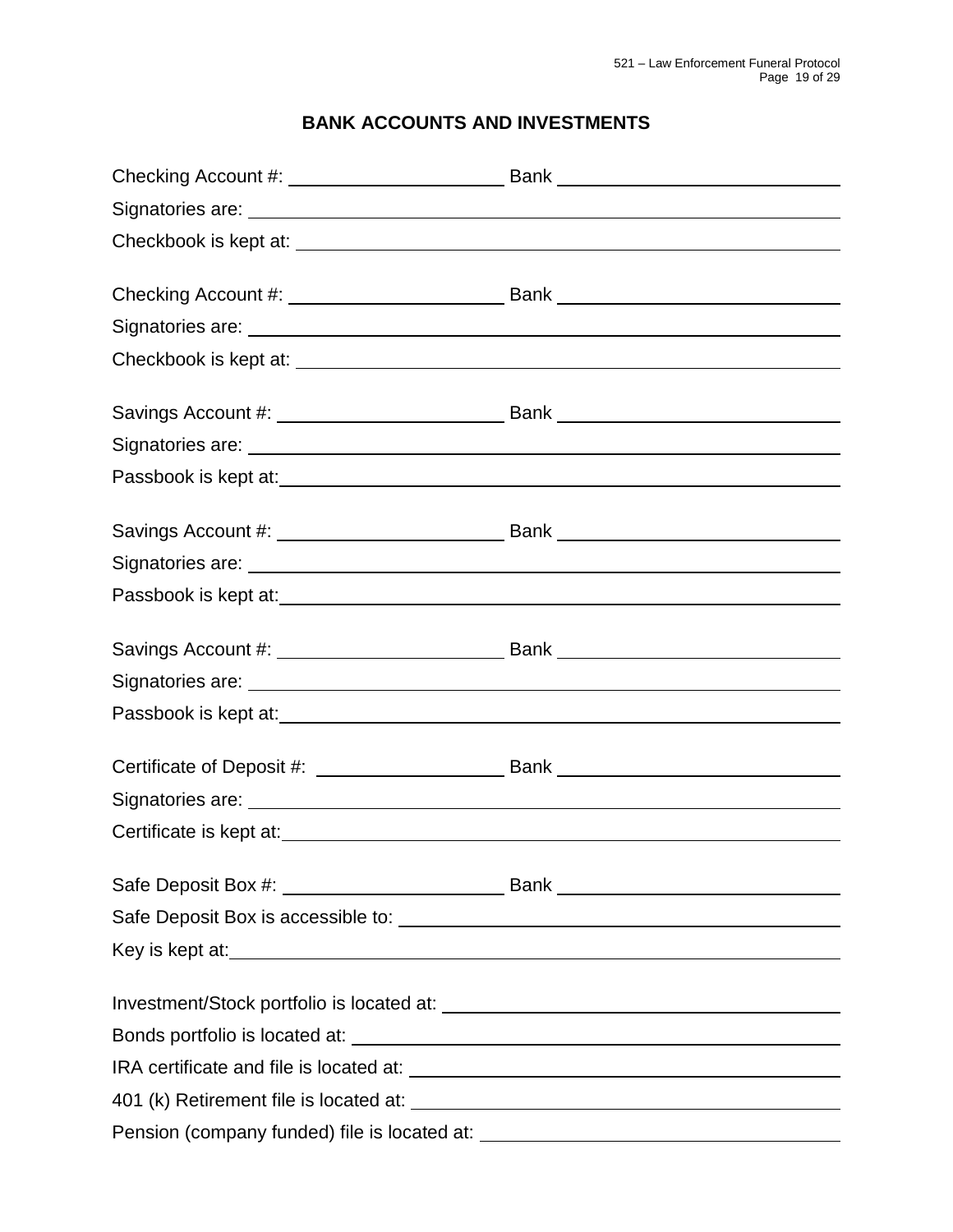# BANK ACCOUNTS AND INVESTMENTS

Checking Account #: ____________________ Bank ____________________

Signatories are: ________________________________________

Checkbook is kept at: ________________________________________

Checking Account #: ____________________ Bank ____________________

Signatories are: ________________________________________

Checkbook is kept at: ________________________________________

Savings Account #: ____________________ Bank ____________________

Signatories are: ________________________________________

Passbook is kept at: ________________________________________

Savings Account #: ____________________ Bank ____________________

Signatories are: ________________________________________

Passbook is kept at: ________________________________________

Savings Account #: ____________________ Bank ____________________

Signatories are: ________________________________________

Passbook is kept at: ________________________________________

Certificate of Deposit #: ____________________ Bank ____________________

Signatories are: ________________________________________

Certificate is kept at: ________________________________________

Safe Deposit Box #: ____________________ Bank ____________________

Safe Deposit Box is accessible to: ________________________________________

Key is kept at: ________________________________________

Investment/Stock portfolio is located at: ________________________________________

Bonds portfolio is located at: ________________________________________

IRA certificate and file is located at: ________________________________________

401 (k) Retirement file is located at: ________________________________________

Pension (company funded) file is located at: ________________________________________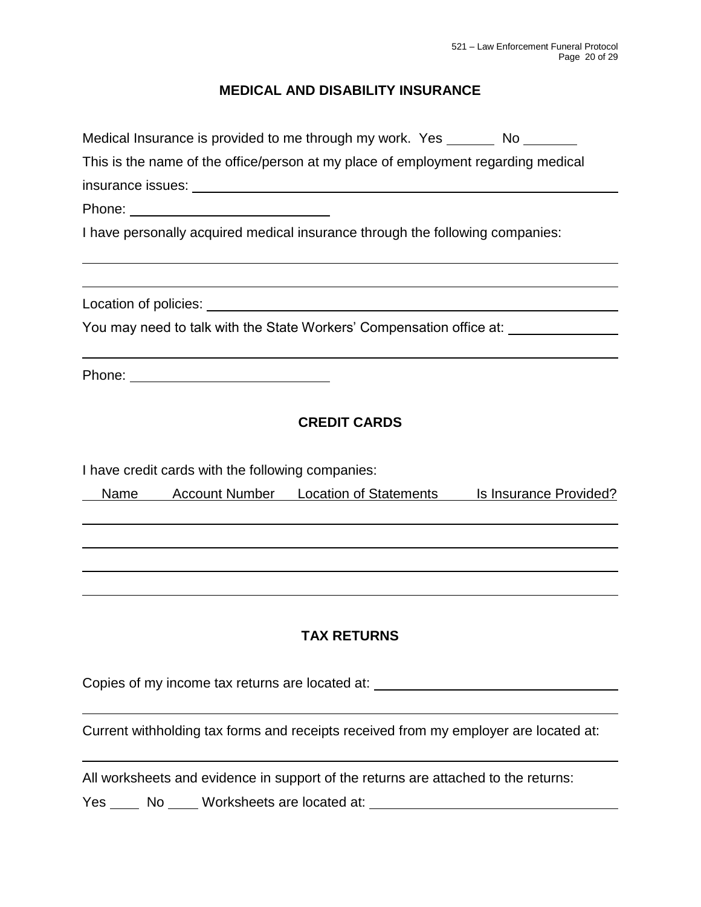## MEDICAL AND DISABILITY INSURANCE

Medical Insurance is provided to me through my work. Yes ______ No ______

This is the name of the office/person at my place of employment regarding medical insurance issues: ______________________________

Phone: ______________________

I have personally acquired medical insurance through the following companies:

______________________________________________________________

______________________________________________________________

Location of policies: ______________________________

You may need to talk with the State Workers' Compensation office at: ______________

______________________________________________________________

Phone: ______________________

## CREDIT CARDS

I have credit cards with the following companies:

| Name | Account Number | Location of Statements | Is Insurance Provided? |
|---|---|---|---|
| | | | |
| | | | |
| | | | |
| | | | |

## TAX RETURNS

Copies of my income tax returns are located at: ______________________________

______________________________________________________________

Current withholding tax forms and receipts received from my employer are located at:

______________________________________________________________

All worksheets and evidence in support of the returns are attached to the returns:

Yes ____ No ____ Worksheets are located at: ______________________________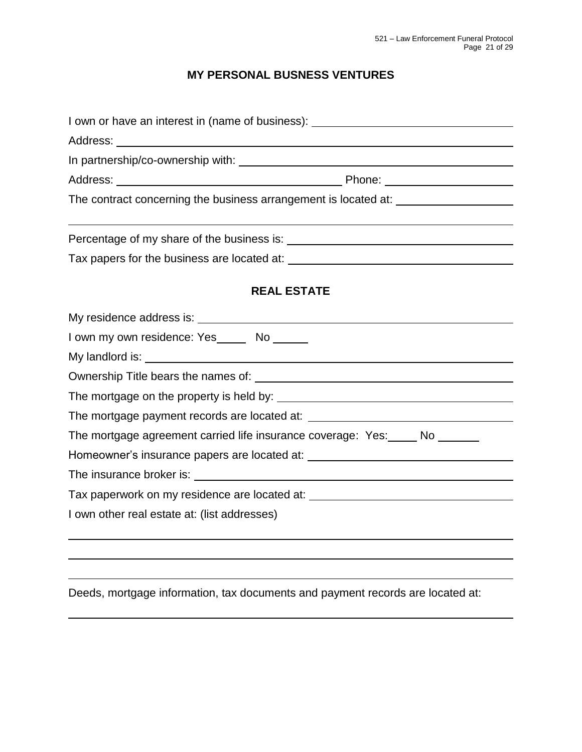## MY PERSONAL BUSNESS VENTURES

I own or have an interest in (name of business): ______________________________

Address: ______________________________________________________________

In partnership/co-ownership with: ________________________________________

Address: ________________________________ Phone: ____________________

The contract concerning the business arrangement is located at: ________________

______________________________________________________________________

Percentage of my share of the business is: __________________________________

Tax papers for the business are located at: __________________________________

## REAL ESTATE

My residence address is: _______________________________________________

I own my own residence: Yes_____ No _____

My landlord is: ______________________________________________________

Ownership Title bears the names of: ______________________________________

The mortgage on the property is held by: __________________________________

The mortgage payment records are located at: ______________________________

The mortgage agreement carried life insurance coverage: Yes:_____ No _______

Homeowner's insurance papers are located at: ______________________________

The insurance broker is: _______________________________________________

Tax paperwork on my residence are located at: ______________________________

I own other real estate at: (list addresses)

______________________________________________________________________

______________________________________________________________________

______________________________________________________________________

Deeds, mortgage information, tax documents and payment records are located at:

______________________________________________________________________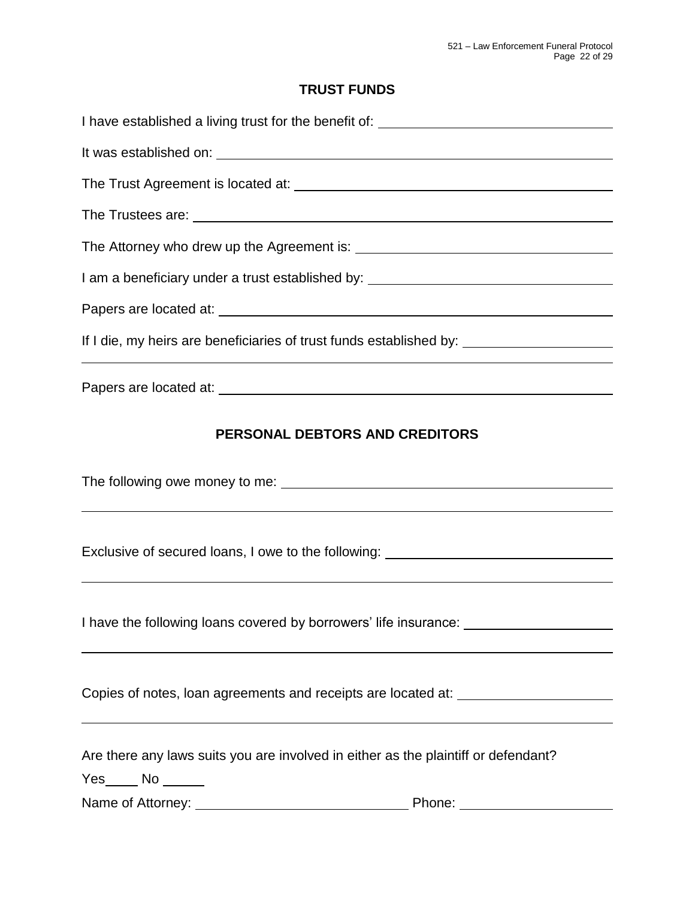## TRUST FUNDS

I have established a living trust for the benefit of: ______________________________

It was established on: ______________________________

The Trust Agreement is located at: ______________________________

The Trustees are: ______________________________

The Attorney who drew up the Agreement is: ______________________________

I am a beneficiary under a trust established by: ______________________________

Papers are located at: ______________________________

If I die, my heirs are beneficiaries of trust funds established by: ____________________

______________________________________________________________________

Papers are located at: ______________________________

## PERSONAL DEBTORS AND CREDITORS

The following owe money to me: ______________________________

______________________________________________________________________

Exclusive of secured loans, I owe to the following: ______________________________

______________________________________________________________________

I have the following loans covered by borrowers' life insurance: ____________________

______________________________________________________________________

Copies of notes, loan agreements and receipts are located at: ____________________

______________________________________________________________________

Are there any laws suits you are involved in either as the plaintiff or defendant?

Yes_____ No ______

Name of Attorney: ______________________________ Phone: ____________________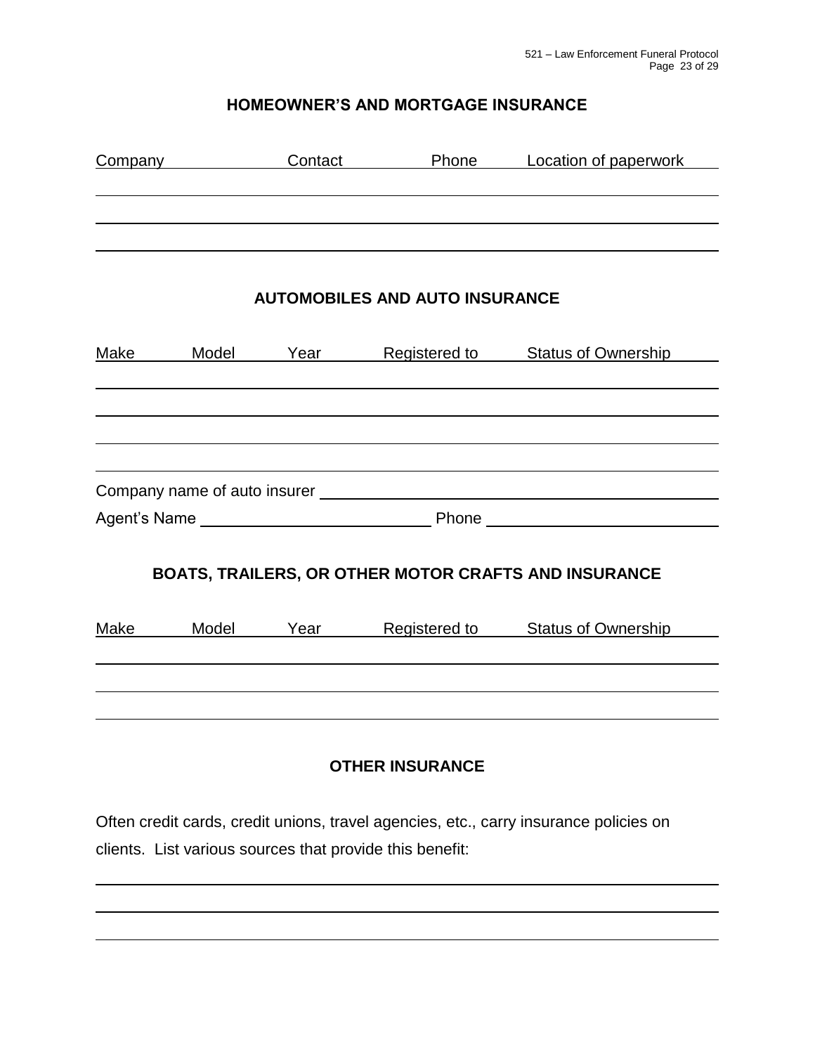## HOMEOWNER'S AND MORTGAGE INSURANCE

| Company | Contact | Phone | Location of paperwork |
|---|---|---|---|
| | | | |
| | | | |
| | | | |

## AUTOMOBILES AND AUTO INSURANCE

| Make | Model | Year | Registered to | Status of Ownership |
|---|---|---|---|---|
| | | | | |
| | | | | |
| | | | | |
| | | | | |

Company name of auto insurer \_\_\_\_\_\_\_\_\_\_\_\_\_\_\_\_\_\_\_\_\_\_\_\_\_\_\_\_\_\_

Agent's Name \_\_\_\_\_\_\_\_\_\_\_\_\_\_\_\_\_\_\_\_ Phone \_\_\_\_\_\_\_\_\_\_\_\_\_\_\_\_\_\_\_\_

## BOATS, TRAILERS, OR OTHER MOTOR CRAFTS AND INSURANCE

| Make | Model | Year | Registered to | Status of Ownership |
|---|---|---|---|---|
| | | | | |
| | | | | |
| | | | | |

## OTHER INSURANCE

Often credit cards, credit unions, travel agencies, etc., carry insurance policies on clients. List various sources that provide this benefit:

\_\_\_\_\_\_\_\_\_\_\_\_\_\_\_\_\_\_\_\_\_\_\_\_\_\_\_\_\_\_\_\_\_\_\_\_\_\_\_\_\_\_\_\_\_\_\_\_

\_\_\_\_\_\_\_\_\_\_\_\_\_\_\_\_\_\_\_\_\_\_\_\_\_\_\_\_\_\_\_\_\_\_\_\_\_\_\_\_\_\_\_\_\_\_\_\_

\_\_\_\_\_\_\_\_\_\_\_\_\_\_\_\_\_\_\_\_\_\_\_\_\_\_\_\_\_\_\_\_\_\_\_\_\_\_\_\_\_\_\_\_\_\_\_\_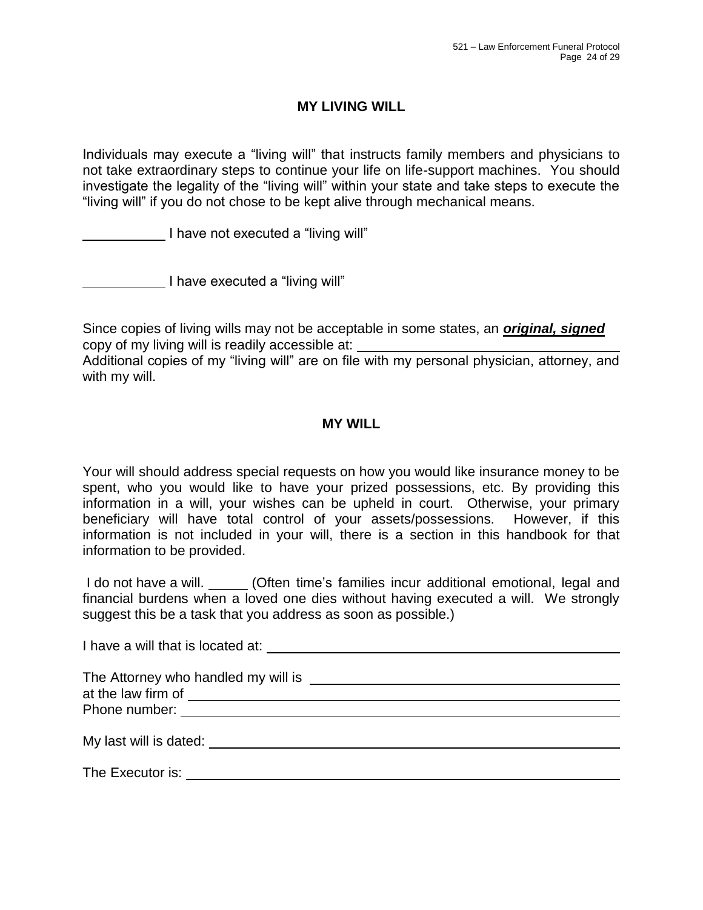## MY LIVING WILL

Individuals may execute a "living will" that instructs family members and physicians to not take extraordinary steps to continue your life on life-support machines. You should investigate the legality of the "living will" within your state and take steps to execute the "living will" if you do not chose to be kept alive through mechanical means.

__________ I have not executed a "living will"

__________ I have executed a "living will"

Since copies of living wills may not be acceptable in some states, an ***original, signed*** copy of my living will is readily accessible at: ______________________________
Additional copies of my "living will" are on file with my personal physician, attorney, and with my will.

## MY WILL

Your will should address special requests on how you would like insurance money to be spent, who you would like to have your prized possessions, etc. By providing this information in a will, your wishes can be upheld in court. Otherwise, your primary beneficiary will have total control of your assets/possessions. However, if this information is not included in your will, there is a section in this handbook for that information to be provided.

I do not have a will. _____ (Often time's families incur additional emotional, legal and financial burdens when a loved one dies without having executed a will. We strongly suggest this be a task that you address as soon as possible.)

I have a will that is located at: ______________________________

The Attorney who handled my will is ______________________________
at the law firm of ______________________________
Phone number: ______________________________

My last will is dated: ______________________________

The Executor is: ______________________________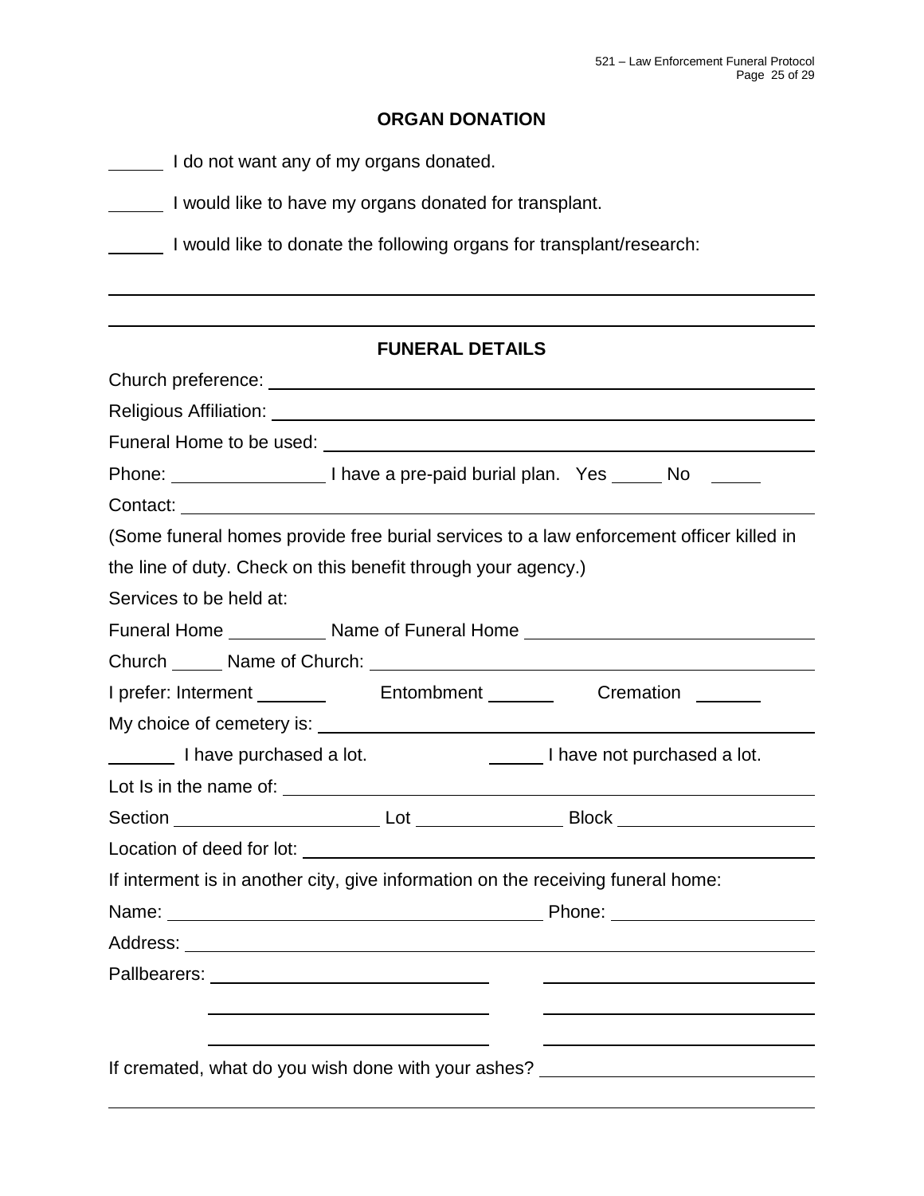## ORGAN DONATION

______ I do not want any of my organs donated.

______ I would like to have my organs donated for transplant.

______ I would like to donate the following organs for transplant/research:

________________________________________________________________________

________________________________________________________________________

## FUNERAL DETAILS

Church preference: ____________________________________________________

Religious Affiliation: ___________________________________________________

Funeral Home to be used: ______________________________________________

Phone: ________________ I have a pre-paid burial plan. Yes _____ No _____

Contact: ______________________________________________________________

(Some funeral homes provide free burial services to a law enforcement officer killed in the line of duty. Check on this benefit through your agency.)

Services to be held at:

Funeral Home __________ Name of Funeral Home ____________________________

Church _____ Name of Church: ___________________________________________

I prefer: Interment _______ Entombment _______ Cremation _______

My choice of cemetery is: _______________________________________________

_______ I have purchased a lot. ______ I have not purchased a lot.

Lot Is in the name of: __________________________________________________

Section _____________________ Lot _______________ Block ___________________

Location of deed for lot: _________________________________________________

If interment is in another city, give information on the receiving funeral home:

Name: ______________________________________ Phone: ____________________

Address: _____________________________________________________________

Pallbearers: ____________________________ ____________________________

____________________________ ____________________________

____________________________ ____________________________

If cremated, what do you wish done with your ashes? ___________________________

________________________________________________________________________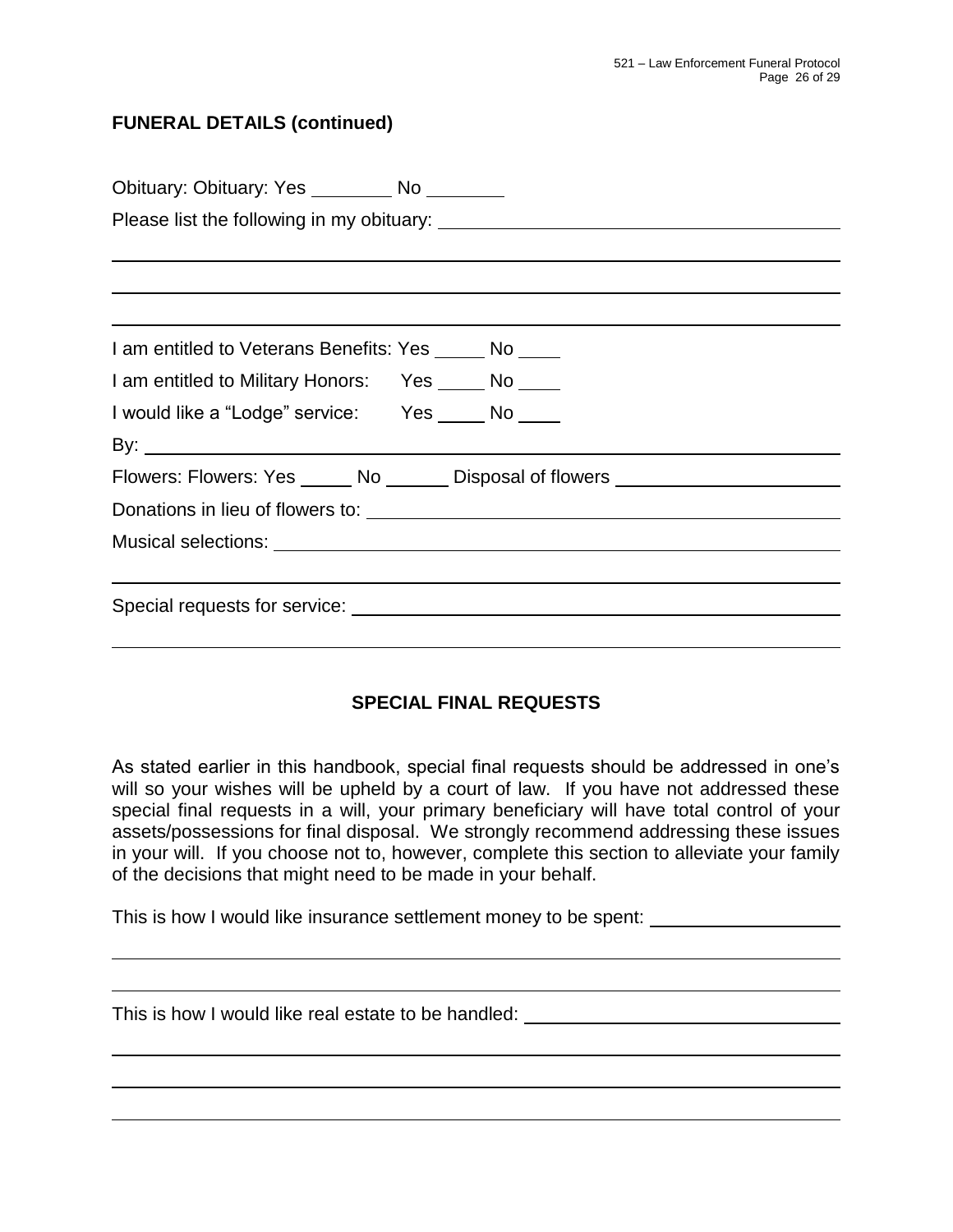## FUNERAL DETAILS (continued)

Obituary: Obituary: Yes ________ No ________

Please list the following in my obituary: ________________________________________

________________________________________________________________________________

________________________________________________________________________________

________________________________________________________________________________

I am entitled to Veterans Benefits: Yes _____ No ____

I am entitled to Military Honors: Yes _____ No ____

I would like a "Lodge" service: Yes _____ No ____

By: _____________________________________________________________________________

Flowers: Flowers: Yes _____ No ______ Disposal of flowers ______________________

Donations in lieu of flowers to: ________________________________________________

Musical selections: _____________________________________________________________

________________________________________________________________________________

Special requests for service: ___________________________________________________

________________________________________________________________________________

## SPECIAL FINAL REQUESTS

As stated earlier in this handbook, special final requests should be addressed in one's will so your wishes will be upheld by a court of law. If you have not addressed these special final requests in a will, your primary beneficiary will have total control of your assets/possessions for final disposal. We strongly recommend addressing these issues in your will. If you choose not to, however, complete this section to alleviate your family of the decisions that might need to be made in your behalf.

This is how I would like insurance settlement money to be spent: ___________________

________________________________________________________________________________

________________________________________________________________________________

This is how I would like real estate to be handled: _______________________________

________________________________________________________________________________

________________________________________________________________________________

________________________________________________________________________________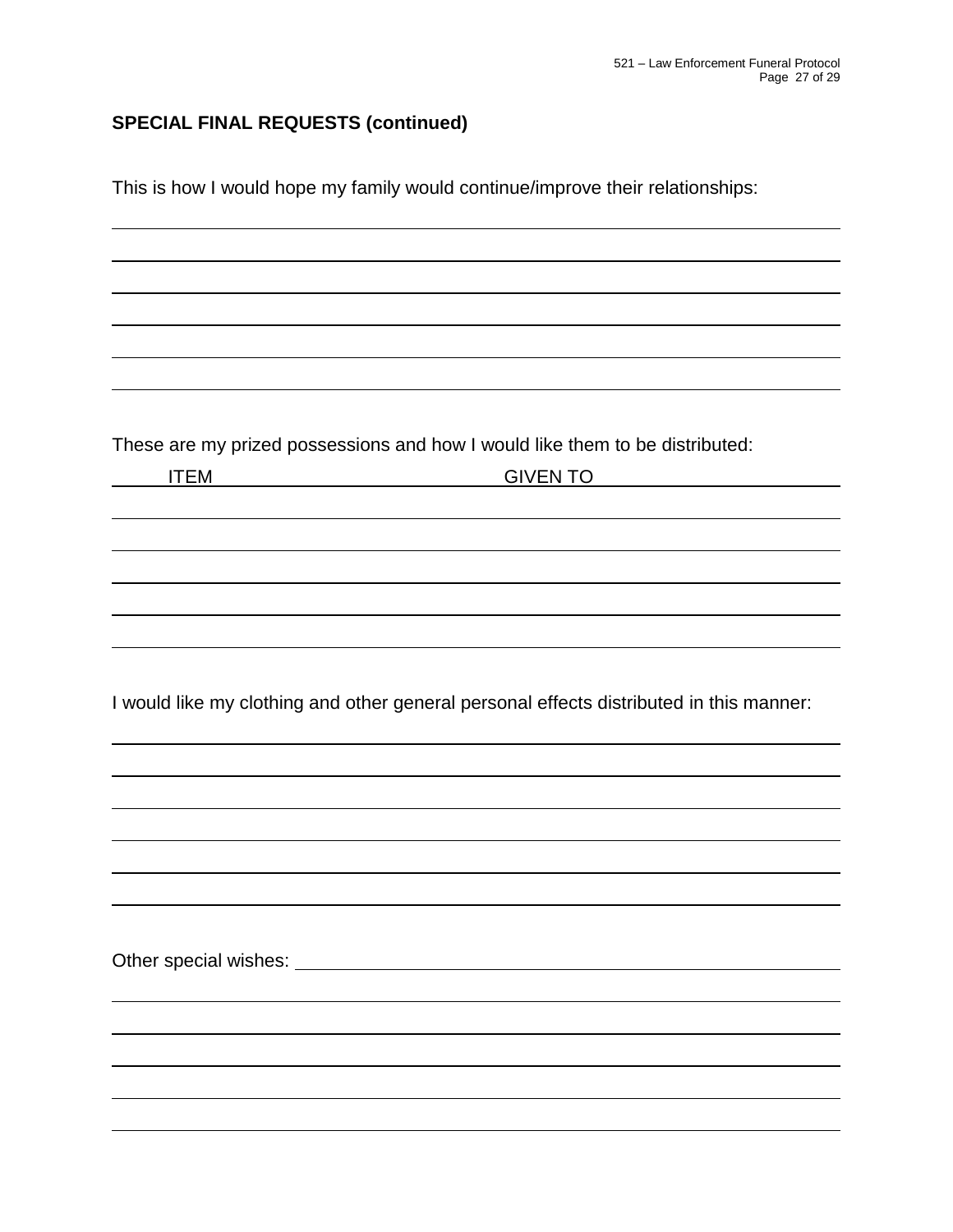## SPECIAL FINAL REQUESTS (continued)

This is how I would hope my family would continue/improve their relationships:

These are my prized possessions and how I would like them to be distributed:

| ITEM | GIVEN TO |
| --- | --- |
| | |
| | |
| | |
| | |
| | |

I would like my clothing and other general personal effects distributed in this manner:

Other special wishes: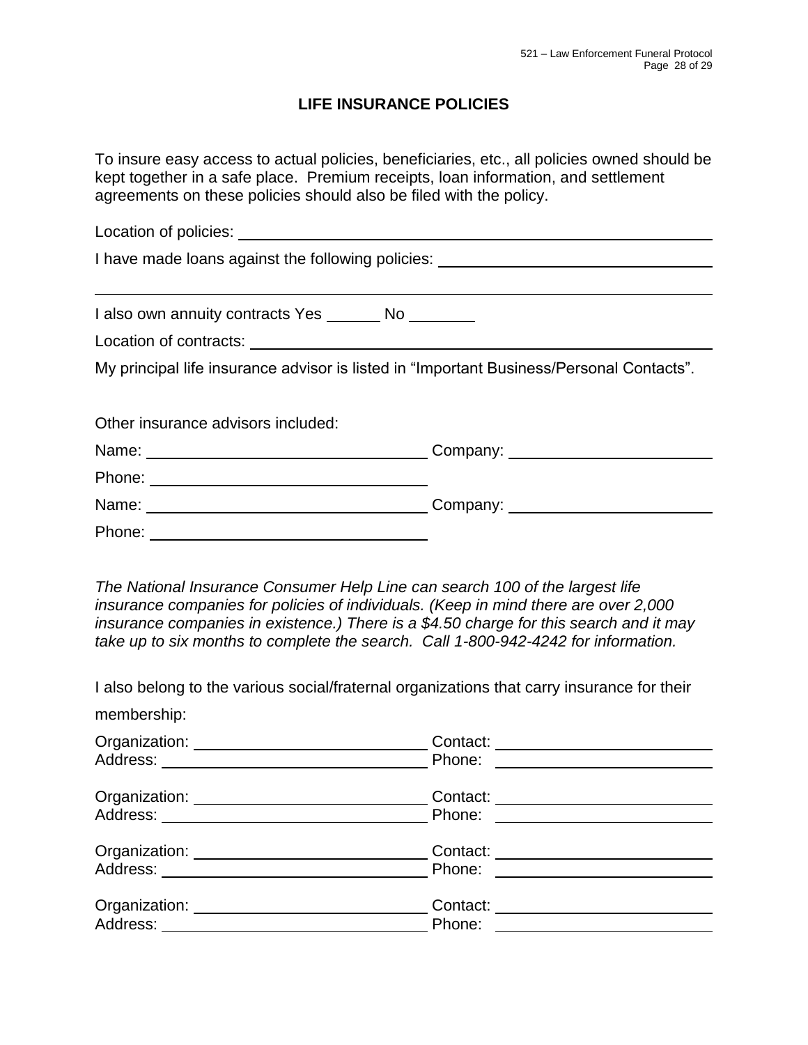## LIFE INSURANCE POLICIES

To insure easy access to actual policies, beneficiaries, etc., all policies owned should be kept together in a safe place. Premium receipts, loan information, and settlement agreements on these policies should also be filed with the policy.

Location of policies: ______________________________________________

I have made loans against the following policies: ________________________

______________________________________________________________

I also own annuity contracts Yes ______ No _______

Location of contracts: ______________________________________________

My principal life insurance advisor is listed in "Important Business/Personal Contacts".

Other insurance advisors included:

Name: ______________________________ Company: ______________________

Phone: ______________________________

Name: ______________________________ Company: ______________________

Phone: ______________________________

*The National Insurance Consumer Help Line can search 100 of the largest life insurance companies for policies of individuals. (Keep in mind there are over 2,000 insurance companies in existence.) There is a $4.50 charge for this search and it may take up to six months to complete the search. Call 1-800-942-4242 for information.*

I also belong to the various social/fraternal organizations that carry insurance for their membership:

Organization: __________________________ Contact: ________________________
Address: ______________________________ Phone: ________________________

Organization: __________________________ Contact: ________________________
Address: ______________________________ Phone: ________________________

Organization: __________________________ Contact: ________________________
Address: ______________________________ Phone: ________________________

Organization: __________________________ Contact: ________________________
Address: ______________________________ Phone: ________________________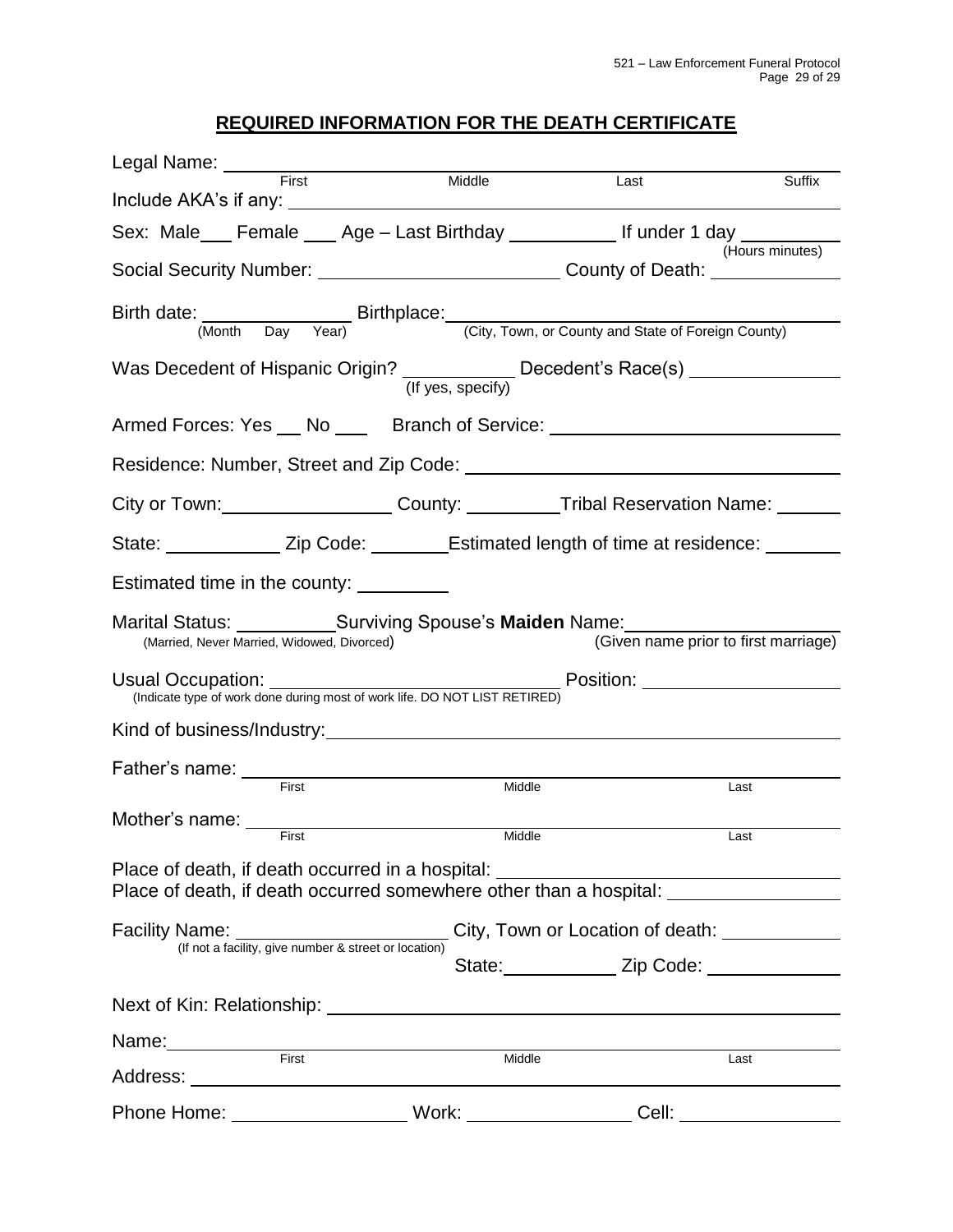## REQUIRED INFORMATION FOR THE DEATH CERTIFICATE

Legal Name: ______________________________________________________________
First Middle Last Suffix

Include AKA's if any: ______________________________________________________

Sex: Male___ Female ___ Age – Last Birthday __________ If under 1 day _________
(Hours minutes)

Social Security Number: _______________________ County of Death: ____________

Birth date: _______________ Birthplace: ____________________________________
(Month Day Year) (City, Town, or County and State of Foreign County)

Was Decedent of Hispanic Origin? __________ Decedent's Race(s) _______________
(If yes, specify)

Armed Forces: Yes ___ No ___ Branch of Service: ___________________________

Residence: Number, Street and Zip Code: __________________________________

City or Town: ________________ County: _________ Tribal Reservation Name: ______

State: ___________ Zip Code: ________ Estimated length of time at residence: _______

Estimated time in the county: _________

Marital Status: __________ Surviving Spouse's **Maiden** Name: ___________________
(Married, Never Married, Widowed, Divorced) (Given name prior to first marriage)

Usual Occupation: ____________________________ Position: ___________________
(Indicate type of work done during most of work life. DO NOT LIST RETIRED)

Kind of business/Industry: ____________________________________________________

Father's name: ____________________________________________________________
First Middle Last

Mother's name: ____________________________________________________________
First Middle Last

Place of death, if death occurred in a hospital: _______________________________

Place of death, if death occurred somewhere other than a hospital: _______________

Facility Name: _____________________ City, Town or Location of death: ___________
(If not a facility, give number & street or location)

State: ___________ Zip Code: _____________

Next of Kin: Relationship: _____________________________________________________

Name: ___________________________________________________________________
First Middle Last

Address: _________________________________________________________________

Phone Home: _________________ Work: ________________ Cell: ________________